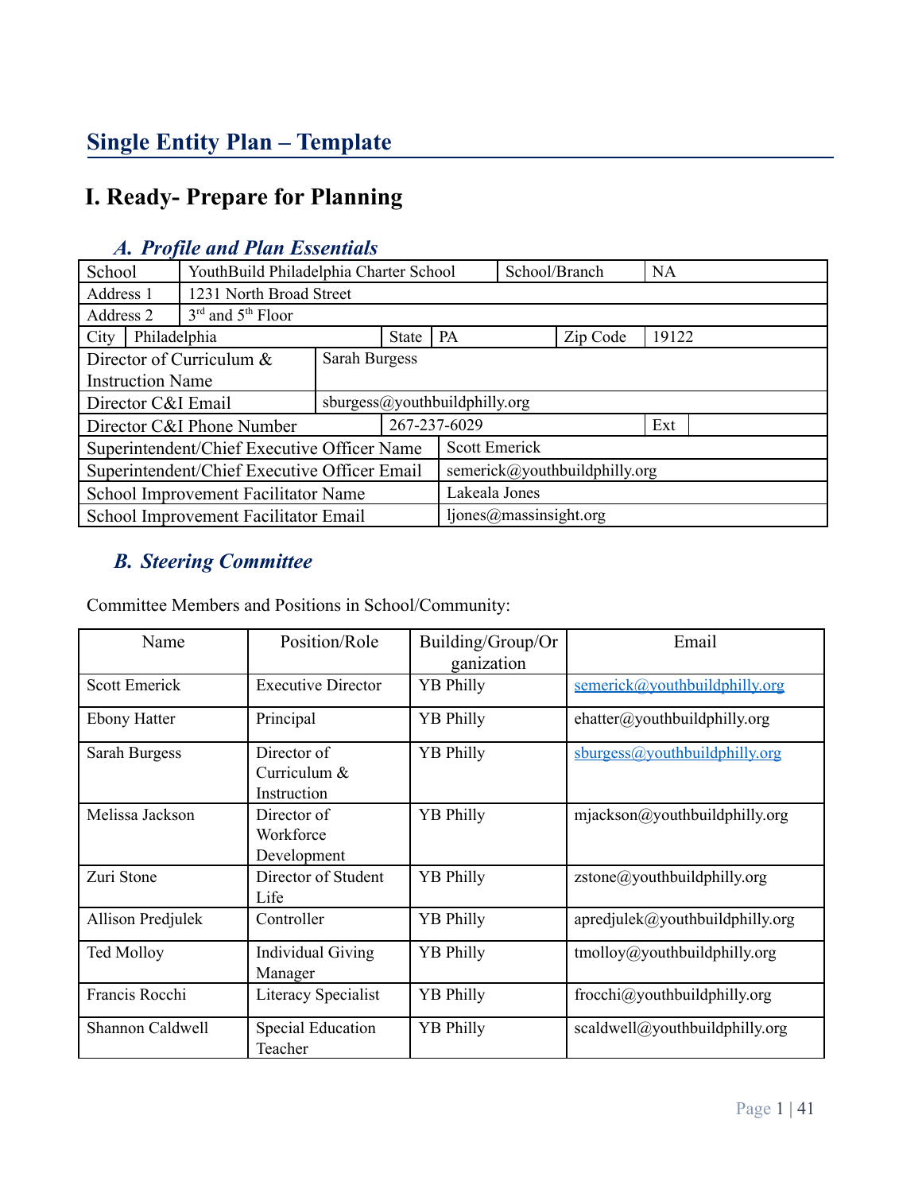# Single Entity Plan – Template

## I. Ready- Prepare for Planning

### *A. Profile and Plan Essentials*

| School | YouthBuild Philadelphia Charter School | School/Branch | NA |
|---|---|---|---|
| Address 1 | 1231 North Broad Street | | |
| Address 2 | 3rd and 5th Floor | | |
| City | Philadelphia | State | PA |
| Zip Code | 19122 | | |
| Director of Curriculum & Instruction Name | Sarah Burgess | | |
| Director C&I Email | sburgess@youthbuildphilly.org | | |
| Director C&I Phone Number | 267-237-6029 | Ext | |
| Superintendent/Chief Executive Officer Name | Scott Emerick | | |
| Superintendent/Chief Executive Officer Email | semerick@youthbuildphilly.org | | |
| School Improvement Facilitator Name | Lakeala Jones | | |
| School Improvement Facilitator Email | ljones@massinsight.org | | |

### *B. Steering Committee*

Committee Members and Positions in School/Community:

| Name | Position/Role | Building/Group/Organization | Email |
|---|---|---|---|
| Scott Emerick | Executive Director | YB Philly | semerick@youthbuildphilly.org |
| Ebony Hatter | Principal | YB Philly | ehatter@youthbuildphilly.org |
| Sarah Burgess | Director of Curriculum & Instruction | YB Philly | sburgess@youthbuildphilly.org |
| Melissa Jackson | Director of Workforce Development | YB Philly | mjackson@youthbuildphilly.org |
| Zuri Stone | Director of Student Life | YB Philly | zstone@youthbuildphilly.org |
| Allison Predjulek | Controller | YB Philly | apredjulek@youthbuildphilly.org |
| Ted Molloy | Individual Giving Manager | YB Philly | tmolloy@youthbuildphilly.org |
| Francis Rocchi | Literacy Specialist | YB Philly | frocchi@youthbuildphilly.org |
| Shannon Caldwell | Special Education Teacher | YB Philly | scaldwell@youthbuildphilly.org |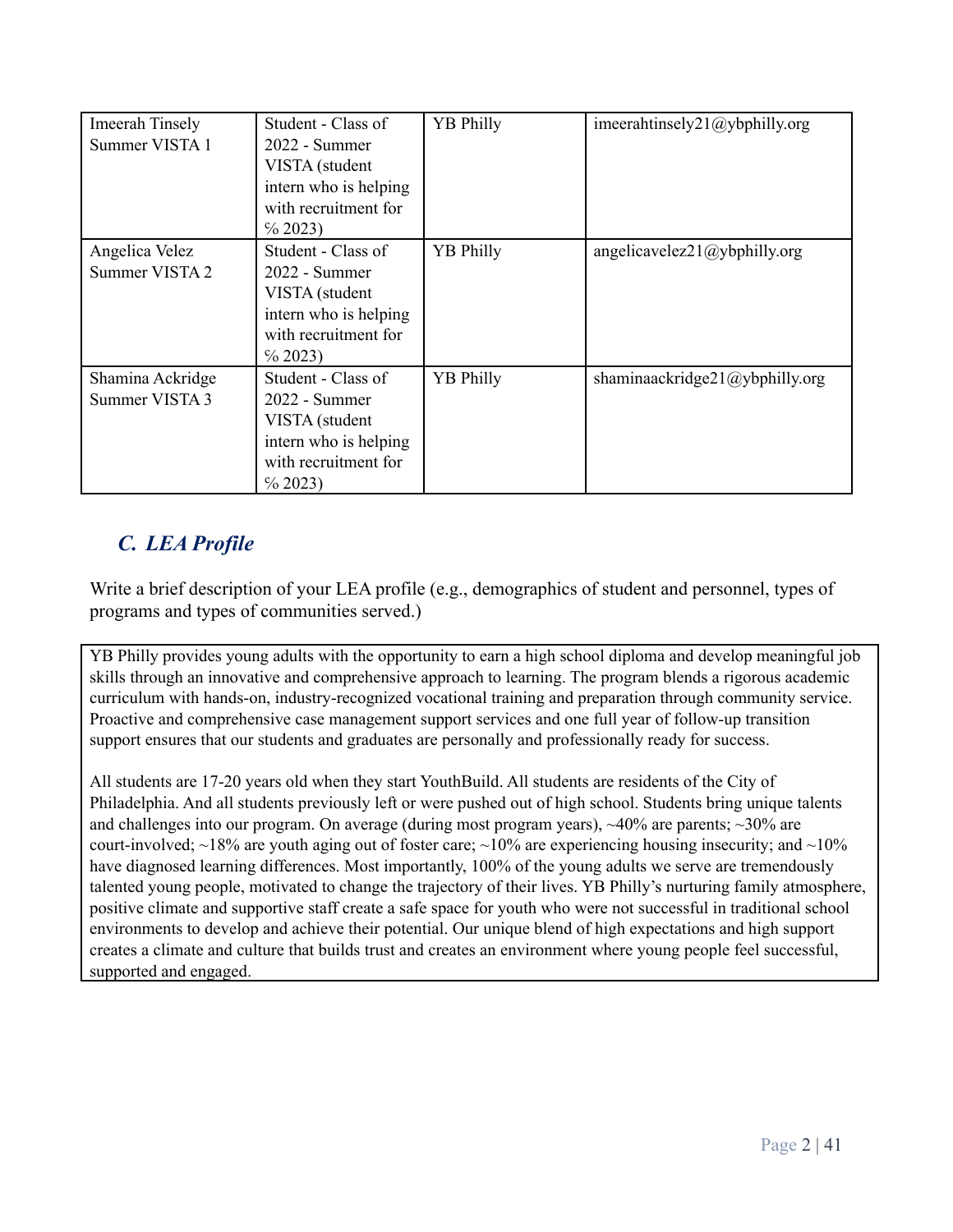| Imeerah Tinsely Summer VISTA 1 | Student - Class of 2022 - Summer VISTA (student intern who is helping with recruitment for ℅ 2023) | YB Philly | imeerahtinsely21@ybphilly.org |
|---|---|---|---|
| Angelica Velez Summer VISTA 2 | Student - Class of 2022 - Summer VISTA (student intern who is helping with recruitment for ℅ 2023) | YB Philly | angelicavelez21@ybphilly.org |
| Shamina Ackridge Summer VISTA 3 | Student - Class of 2022 - Summer VISTA (student intern who is helping with recruitment for ℅ 2023) | YB Philly | shaminaackridge21@ybphilly.org |

## *C. LEA Profile*

Write a brief description of your LEA profile (e.g., demographics of student and personnel, types of programs and types of communities served.)

YB Philly provides young adults with the opportunity to earn a high school diploma and develop meaningful job skills through an innovative and comprehensive approach to learning. The program blends a rigorous academic curriculum with hands-on, industry-recognized vocational training and preparation through community service. Proactive and comprehensive case management support services and one full year of follow-up transition support ensures that our students and graduates are personally and professionally ready for success.

All students are 17-20 years old when they start YouthBuild. All students are residents of the City of Philadelphia. And all students previously left or were pushed out of high school. Students bring unique talents and challenges into our program. On average (during most program years), ~40% are parents; ~30% are court-involved; ~18% are youth aging out of foster care; ~10% are experiencing housing insecurity; and ~10% have diagnosed learning differences. Most importantly, 100% of the young adults we serve are tremendously talented young people, motivated to change the trajectory of their lives. YB Philly's nurturing family atmosphere, positive climate and supportive staff create a safe space for youth who were not successful in traditional school environments to develop and achieve their potential. Our unique blend of high expectations and high support creates a climate and culture that builds trust and creates an environment where young people feel successful, supported and engaged.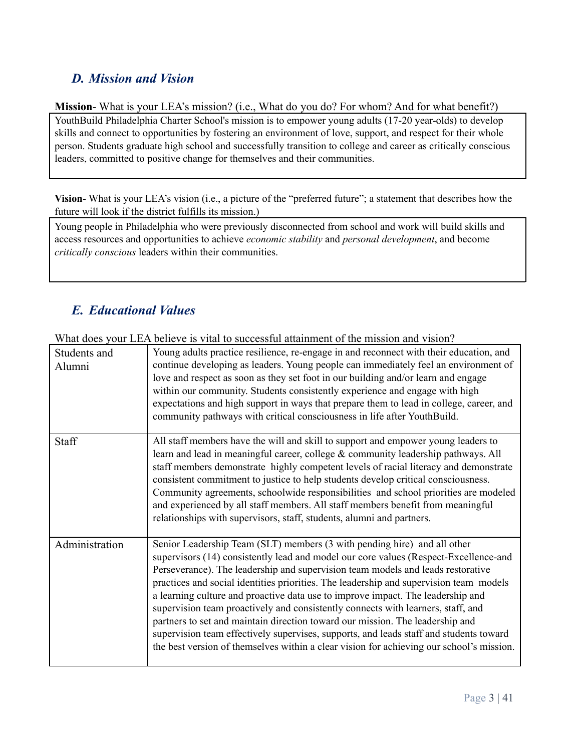## *D. Mission and Vision*

**Mission**- What is your LEA's mission? (i.e., What do you do? For whom? And for what benefit?)

| YouthBuild Philadelphia Charter School's mission is to empower young adults (17-20 year-olds) to develop skills and connect to opportunities by fostering an environment of love, support, and respect for their whole person. Students graduate high school and successfully transition to college and career as critically conscious leaders, committed to positive change for themselves and their communities. |
|---|

**Vision**- What is your LEA's vision (i.e., a picture of the "preferred future"; a statement that describes how the future will look if the district fulfills its mission.)

| Young people in Philadelphia who were previously disconnected from school and work will build skills and access resources and opportunities to achieve *economic stability* and *personal development*, and become *critically conscious* leaders within their communities. |
|---|

## *E. Educational Values*

What does your LEA believe is vital to successful attainment of the mission and vision?

| | |
|---|---|
| Students and Alumni | Young adults practice resilience, re-engage in and reconnect with their education, and continue developing as leaders. Young people can immediately feel an environment of love and respect as soon as they set foot in our building and/or learn and engage within our community. Students consistently experience and engage with high expectations and high support in ways that prepare them to lead in college, career, and community pathways with critical consciousness in life after YouthBuild. |
| Staff | All staff members have the will and skill to support and empower young leaders to learn and lead in meaningful career, college & community leadership pathways. All staff members demonstrate highly competent levels of racial literacy and demonstrate consistent commitment to justice to help students develop critical consciousness. Community agreements, schoolwide responsibilities and school priorities are modeled and experienced by all staff members. All staff members benefit from meaningful relationships with supervisors, staff, students, alumni and partners. |
| Administration | Senior Leadership Team (SLT) members (3 with pending hire) and all other supervisors (14) consistently lead and model our core values (Respect-Excellence-and Perseverance). The leadership and supervision team models and leads restorative practices and social identities priorities. The leadership and supervision team models a learning culture and proactive data use to improve impact. The leadership and supervision team proactively and consistently connects with learners, staff, and partners to set and maintain direction toward our mission. The leadership and supervision team effectively supervises, supports, and leads staff and students toward the best version of themselves within a clear vision for achieving our school's mission. |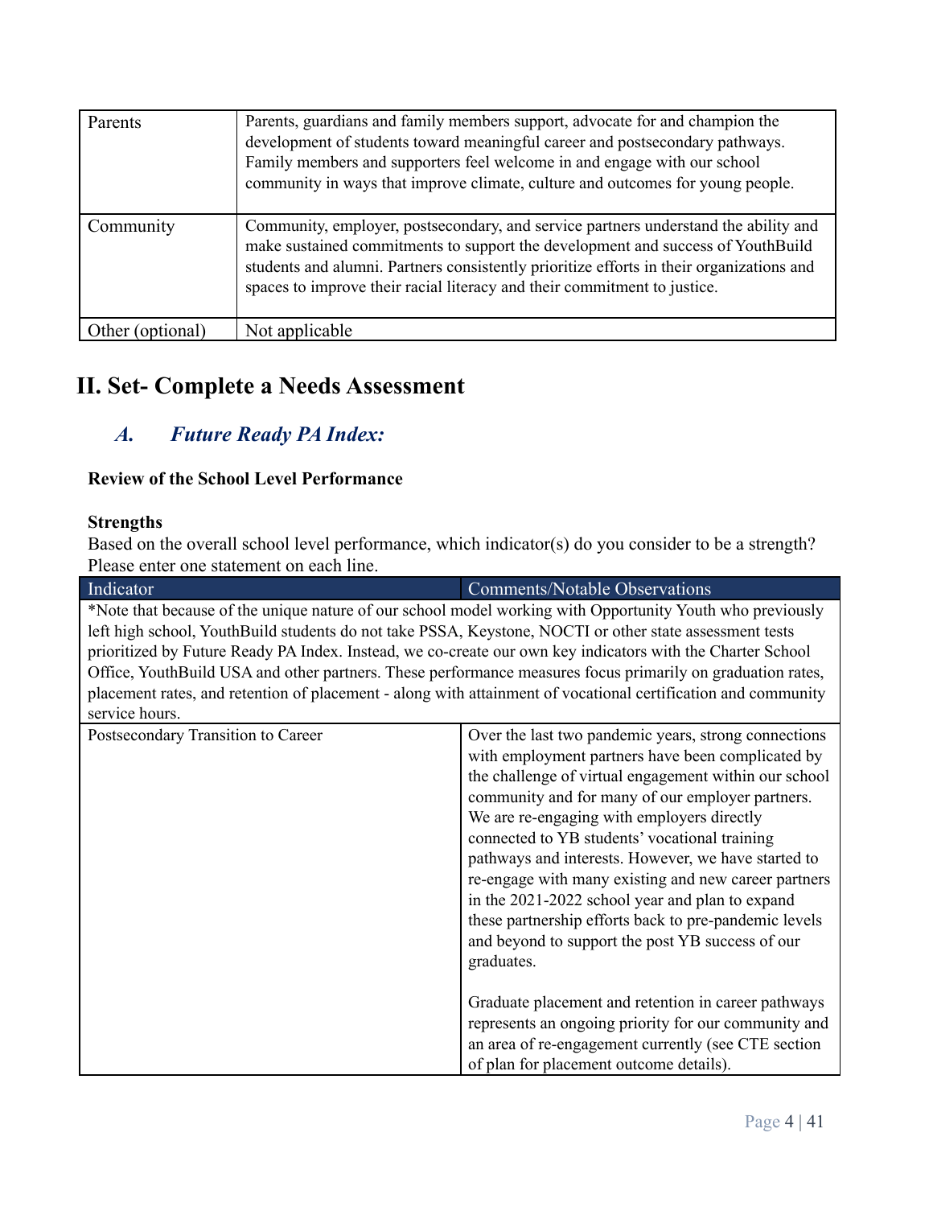| | |
|---|---|
| Parents | Parents, guardians and family members support, advocate for and champion the development of students toward meaningful career and postsecondary pathways. Family members and supporters feel welcome in and engage with our school community in ways that improve climate, culture and outcomes for young people. |
| Community | Community, employer, postsecondary, and service partners understand the ability and make sustained commitments to support the development and success of YouthBuild students and alumni. Partners consistently prioritize efforts in their organizations and spaces to improve their racial literacy and their commitment to justice. |
| Other (optional) | Not applicable |

# II. Set- Complete a Needs Assessment

## *A. Future Ready PA Index:*

**Review of the School Level Performance**

**Strengths**

Based on the overall school level performance, which indicator(s) do you consider to be a strength? Please enter one statement on each line.

| Indicator | Comments/Notable Observations |
|---|---|
| *Note that because of the unique nature of our school model working with Opportunity Youth who previously left high school, YouthBuild students do not take PSSA, Keystone, NOCTI or other state assessment tests prioritized by Future Ready PA Index. Instead, we co-create our own key indicators with the Charter School Office, YouthBuild USA and other partners. These performance measures focus primarily on graduation rates, placement rates, and retention of placement - along with attainment of vocational certification and community service hours. | |
| Postsecondary Transition to Career | Over the last two pandemic years, strong connections with employment partners have been complicated by the challenge of virtual engagement within our school community and for many of our employer partners. We are re-engaging with employers directly connected to YB students' vocational training pathways and interests. However, we have started to re-engage with many existing and new career partners in the 2021-2022 school year and plan to expand these partnership efforts back to pre-pandemic levels and beyond to support the post YB success of our graduates.<br><br>Graduate placement and retention in career pathways represents an ongoing priority for our community and an area of re-engagement currently (see CTE section of plan for placement outcome details). |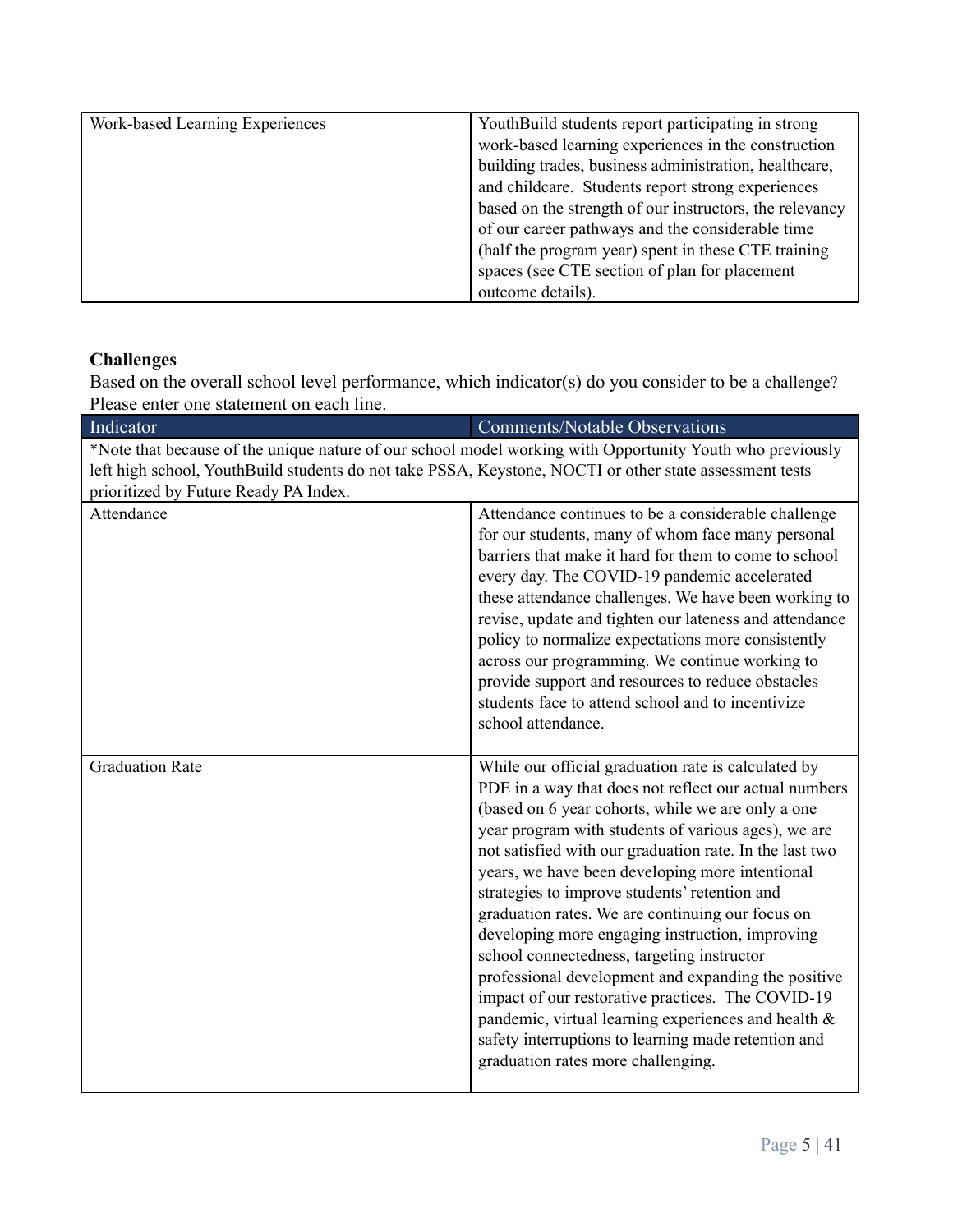| Work-based Learning Experiences | YouthBuild students report participating in strong work-based learning experiences in the construction building trades, business administration, healthcare, and childcare. Students report strong experiences based on the strength of our instructors, the relevancy of our career pathways and the considerable time (half the program year) spent in these CTE training spaces (see CTE section of plan for placement outcome details). |
|---|---|

**Challenges**

Based on the overall school level performance, which indicator(s) do you consider to be a challenge? Please enter one statement on each line.

| Indicator | Comments/Notable Observations |
|---|---|
| *Note that because of the unique nature of our school model working with Opportunity Youth who previously left high school, YouthBuild students do not take PSSA, Keystone, NOCTI or other state assessment tests prioritized by Future Ready PA Index. | |
| Attendance | Attendance continues to be a considerable challenge for our students, many of whom face many personal barriers that make it hard for them to come to school every day. The COVID-19 pandemic accelerated these attendance challenges. We have been working to revise, update and tighten our lateness and attendance policy to normalize expectations more consistently across our programming. We continue working to provide support and resources to reduce obstacles students face to attend school and to incentivize school attendance. |
| Graduation Rate | While our official graduation rate is calculated by PDE in a way that does not reflect our actual numbers (based on 6 year cohorts, while we are only a one year program with students of various ages), we are not satisfied with our graduation rate. In the last two years, we have been developing more intentional strategies to improve students' retention and graduation rates. We are continuing our focus on developing more engaging instruction, improving school connectedness, targeting instructor professional development and expanding the positive impact of our restorative practices. The COVID-19 pandemic, virtual learning experiences and health & safety interruptions to learning made retention and graduation rates more challenging. |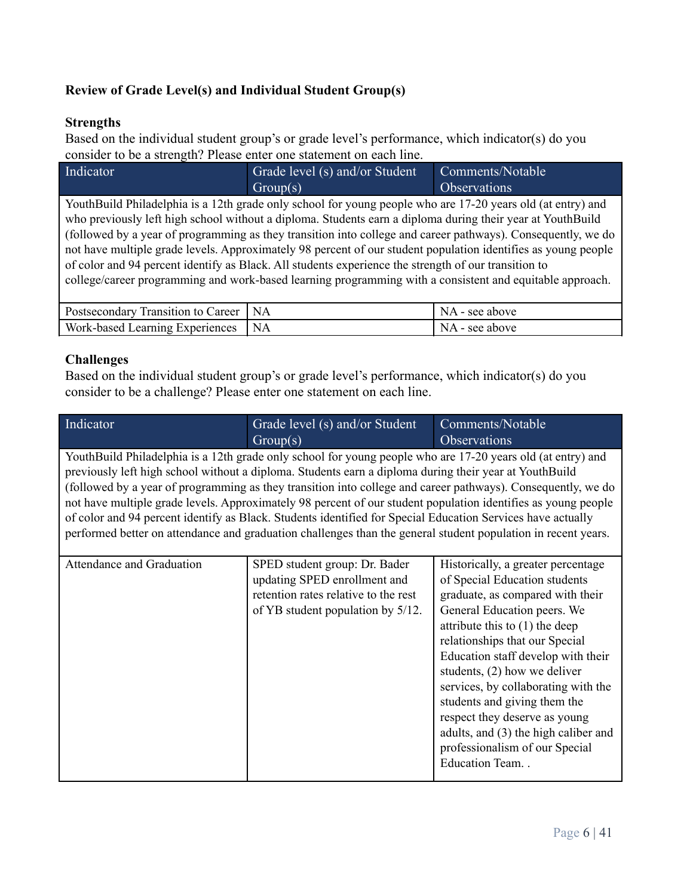## Review of Grade Level(s) and Individual Student Group(s)

### Strengths

Based on the individual student group's or grade level's performance, which indicator(s) do you consider to be a strength? Please enter one statement on each line.

| Indicator | Grade level (s) and/or Student Group(s) | Comments/Notable Observations |
|---|---|---|
| YouthBuild Philadelphia is a 12th grade only school for young people who are 17-20 years old (at entry) and who previously left high school without a diploma. Students earn a diploma during their year at YouthBuild (followed by a year of programming as they transition into college and career pathways). Consequently, we do not have multiple grade levels. Approximately 98 percent of our student population identifies as young people of color and 94 percent identify as Black. All students experience the strength of our transition to college/career programming and work-based learning programming with a consistent and equitable approach. | | |
| Postsecondary Transition to Career | NA | NA - see above |
| Work-based Learning Experiences | NA | NA - see above |

### Challenges

Based on the individual student group's or grade level's performance, which indicator(s) do you consider to be a challenge? Please enter one statement on each line.

| Indicator | Grade level (s) and/or Student Group(s) | Comments/Notable Observations |
|---|---|---|
| YouthBuild Philadelphia is a 12th grade only school for young people who are 17-20 years old (at entry) and previously left high school without a diploma. Students earn a diploma during their year at YouthBuild (followed by a year of programming as they transition into college and career pathways). Consequently, we do not have multiple grade levels. Approximately 98 percent of our student population identifies as young people of color and 94 percent identify as Black. Students identified for Special Education Services have actually performed better on attendance and graduation challenges than the general student population in recent years. | | |
| Attendance and Graduation | SPED student group: Dr. Bader updating SPED enrollment and retention rates relative to the rest of YB student population by 5/12. | Historically, a greater percentage of Special Education students graduate, as compared with their General Education peers. We attribute this to (1) the deep relationships that our Special Education staff develop with their students, (2) how we deliver services, by collaborating with the students and giving them the respect they deserve as young adults, and (3) the high caliber and professionalism of our Special Education Team. . |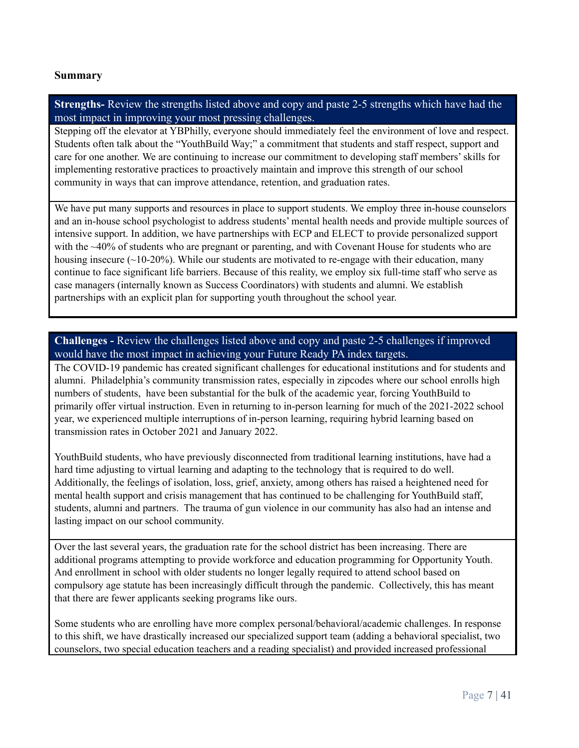**Summary**

| **Strengths-** Review the strengths listed above and copy and paste 2-5 strengths which have had the most impact in improving your most pressing challenges. |
| --- |
| Stepping off the elevator at YBPhilly, everyone should immediately feel the environment of love and respect. Students often talk about the "YouthBuild Way;" a commitment that students and staff respect, support and care for one another. We are continuing to increase our commitment to developing staff members' skills for implementing restorative practices to proactively maintain and improve this strength of our school community in ways that can improve attendance, retention, and graduation rates. |
| We have put many supports and resources in place to support students. We employ three in-house counselors and an in-house school psychologist to address students' mental health needs and provide multiple sources of intensive support. In addition, we have partnerships with ECP and ELECT to provide personalized support with the ~40% of students who are pregnant or parenting, and with Covenant House for students who are housing insecure (~10-20%). While our students are motivated to re-engage with their education, many continue to face significant life barriers. Because of this reality, we employ six full-time staff who serve as case managers (internally known as Success Coordinators) with students and alumni. We establish partnerships with an explicit plan for supporting youth throughout the school year. |

| **Challenges -** Review the challenges listed above and copy and paste 2-5 challenges if improved would have the most impact in achieving your Future Ready PA index targets. |
| --- |
| The COVID-19 pandemic has created significant challenges for educational institutions and for students and alumni. Philadelphia's community transmission rates, especially in zipcodes where our school enrolls high numbers of students, have been substantial for the bulk of the academic year, forcing YouthBuild to primarily offer virtual instruction. Even in returning to in-person learning for much of the 2021-2022 school year, we experienced multiple interruptions of in-person learning, requiring hybrid learning based on transmission rates in October 2021 and January 2022.<br><br>YouthBuild students, who have previously disconnected from traditional learning institutions, have had a hard time adjusting to virtual learning and adapting to the technology that is required to do well. Additionally, the feelings of isolation, loss, grief, anxiety, among others has raised a heightened need for mental health support and crisis management that has continued to be challenging for YouthBuild staff, students, alumni and partners. The trauma of gun violence in our community has also had an intense and lasting impact on our school community. |
| Over the last several years, the graduation rate for the school district has been increasing. There are additional programs attempting to provide workforce and education programming for Opportunity Youth. And enrollment in school with older students no longer legally required to attend school based on compulsory age statute has been increasingly difficult through the pandemic. Collectively, this has meant that there are fewer applicants seeking programs like ours.<br><br>Some students who are enrolling have more complex personal/behavioral/academic challenges. In response to this shift, we have drastically increased our specialized support team (adding a behavioral specialist, two counselors, two special education teachers and a reading specialist) and provided increased professional |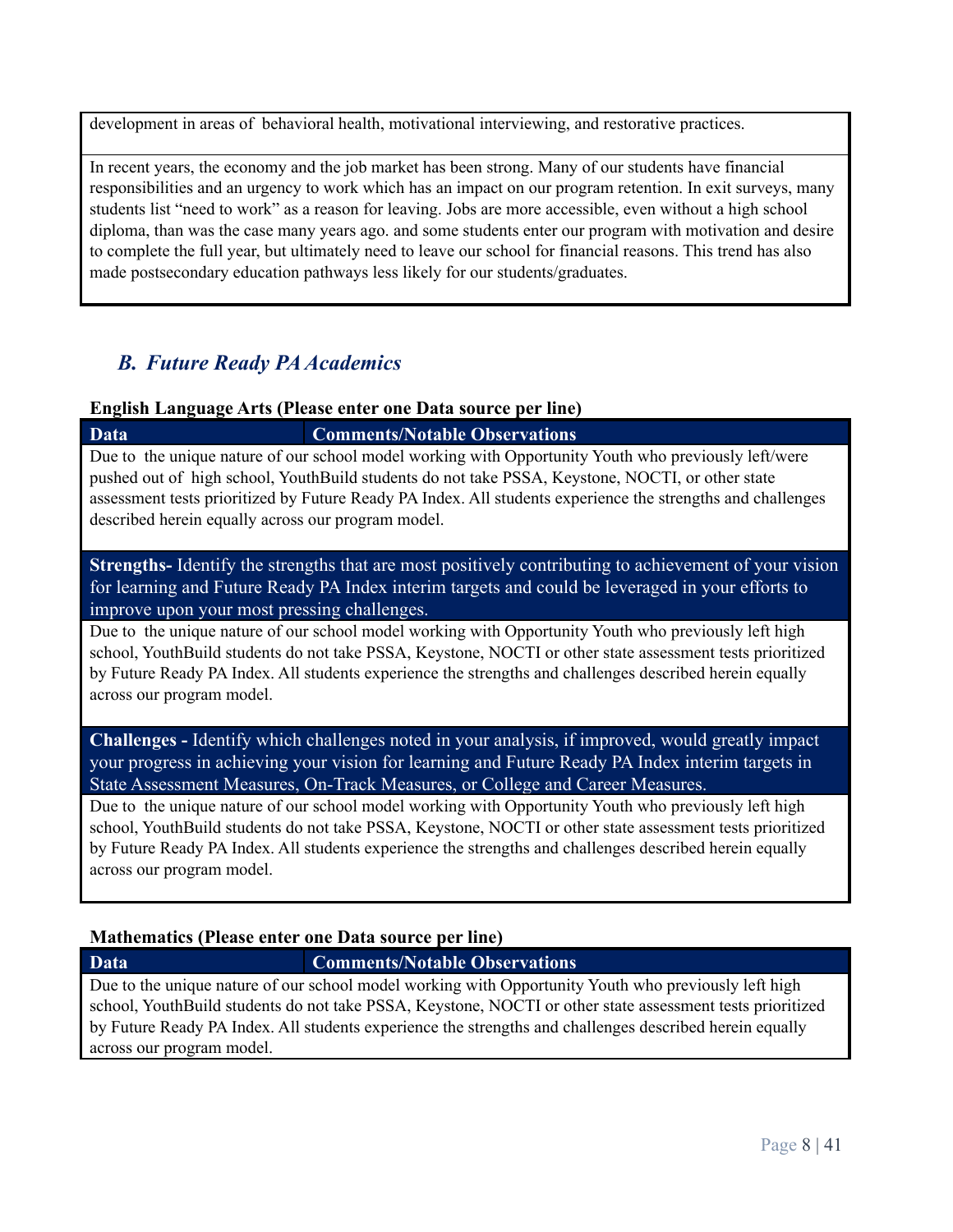| |
|---|
| development in areas of behavioral health, motivational interviewing, and restorative practices. |
| In recent years, the economy and the job market has been strong. Many of our students have financial responsibilities and an urgency to work which has an impact on our program retention. In exit surveys, many students list "need to work" as a reason for leaving. Jobs are more accessible, even without a high school diploma, than was the case many years ago. and some students enter our program with motivation and desire to complete the full year, but ultimately need to leave our school for financial reasons. This trend has also made postsecondary education pathways less likely for our students/graduates. |

## *B. Future Ready PA Academics*

**English Language Arts (Please enter one Data source per line)**

| Data | Comments/Notable Observations |
|---|---|
| Due to the unique nature of our school model working with Opportunity Youth who previously left/were pushed out of high school, YouthBuild students do not take PSSA, Keystone, NOCTI, or other state assessment tests prioritized by Future Ready PA Index. All students experience the strengths and challenges described herein equally across our program model. | |

| **Strengths-** Identify the strengths that are most positively contributing to achievement of your vision for learning and Future Ready PA Index interim targets and could be leveraged in your efforts to improve upon your most pressing challenges. |
|---|
| Due to the unique nature of our school model working with Opportunity Youth who previously left high school, YouthBuild students do not take PSSA, Keystone, NOCTI or other state assessment tests prioritized by Future Ready PA Index. All students experience the strengths and challenges described herein equally across our program model. |

| **Challenges -** Identify which challenges noted in your analysis, if improved, would greatly impact your progress in achieving your vision for learning and Future Ready PA Index interim targets in State Assessment Measures, On-Track Measures, or College and Career Measures. |
|---|
| Due to the unique nature of our school model working with Opportunity Youth who previously left high school, YouthBuild students do not take PSSA, Keystone, NOCTI or other state assessment tests prioritized by Future Ready PA Index. All students experience the strengths and challenges described herein equally across our program model. |

**Mathematics (Please enter one Data source per line)**

| Data | Comments/Notable Observations |
|---|---|
| Due to the unique nature of our school model working with Opportunity Youth who previously left high school, YouthBuild students do not take PSSA, Keystone, NOCTI or other state assessment tests prioritized by Future Ready PA Index. All students experience the strengths and challenges described herein equally across our program model. | |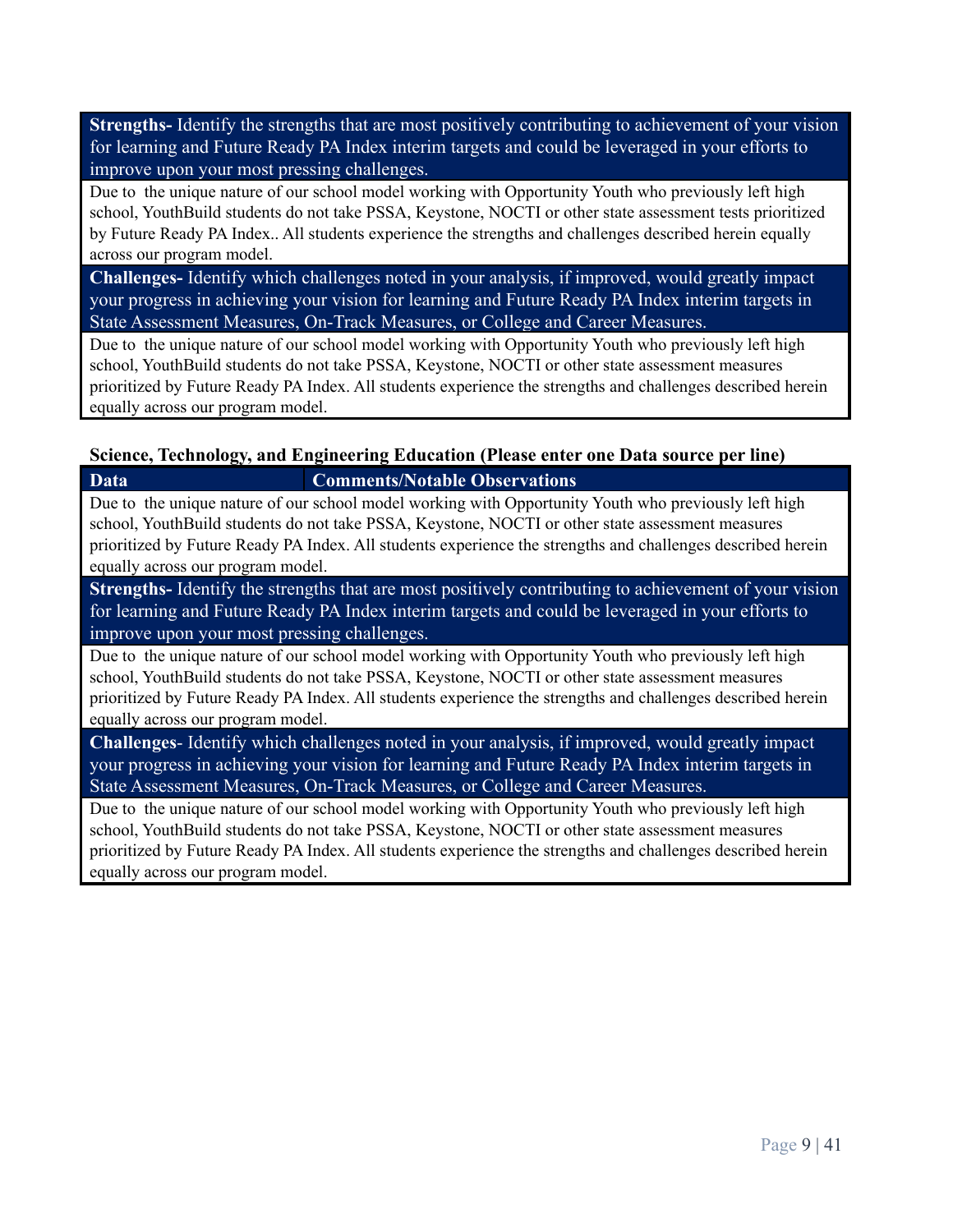| **Strengths-** Identify the strengths that are most positively contributing to achievement of your vision for learning and Future Ready PA Index interim targets and could be leveraged in your efforts to improve upon your most pressing challenges. |
|---|
| Due to the unique nature of our school model working with Opportunity Youth who previously left high school, YouthBuild students do not take PSSA, Keystone, NOCTI or other state assessment tests prioritized by Future Ready PA Index.. All students experience the strengths and challenges described herein equally across our program model. |
| **Challenges-** Identify which challenges noted in your analysis, if improved, would greatly impact your progress in achieving your vision for learning and Future Ready PA Index interim targets in State Assessment Measures, On-Track Measures, or College and Career Measures. |
| Due to the unique nature of our school model working with Opportunity Youth who previously left high school, YouthBuild students do not take PSSA, Keystone, NOCTI or other state assessment measures prioritized by Future Ready PA Index. All students experience the strengths and challenges described herein equally across our program model. |

**Science, Technology, and Engineering Education (Please enter one Data source per line)**

| Data | Comments/Notable Observations |
|---|---|
| Due to the unique nature of our school model working with Opportunity Youth who previously left high school, YouthBuild students do not take PSSA, Keystone, NOCTI or other state assessment measures prioritized by Future Ready PA Index. All students experience the strengths and challenges described herein equally across our program model. | |
| **Strengths-** Identify the strengths that are most positively contributing to achievement of your vision for learning and Future Ready PA Index interim targets and could be leveraged in your efforts to improve upon your most pressing challenges. | |
| Due to the unique nature of our school model working with Opportunity Youth who previously left high school, YouthBuild students do not take PSSA, Keystone, NOCTI or other state assessment measures prioritized by Future Ready PA Index. All students experience the strengths and challenges described herein equally across our program model. | |
| **Challenges**- Identify which challenges noted in your analysis, if improved, would greatly impact your progress in achieving your vision for learning and Future Ready PA Index interim targets in State Assessment Measures, On-Track Measures, or College and Career Measures. | |
| Due to the unique nature of our school model working with Opportunity Youth who previously left high school, YouthBuild students do not take PSSA, Keystone, NOCTI or other state assessment measures prioritized by Future Ready PA Index. All students experience the strengths and challenges described herein equally across our program model. | |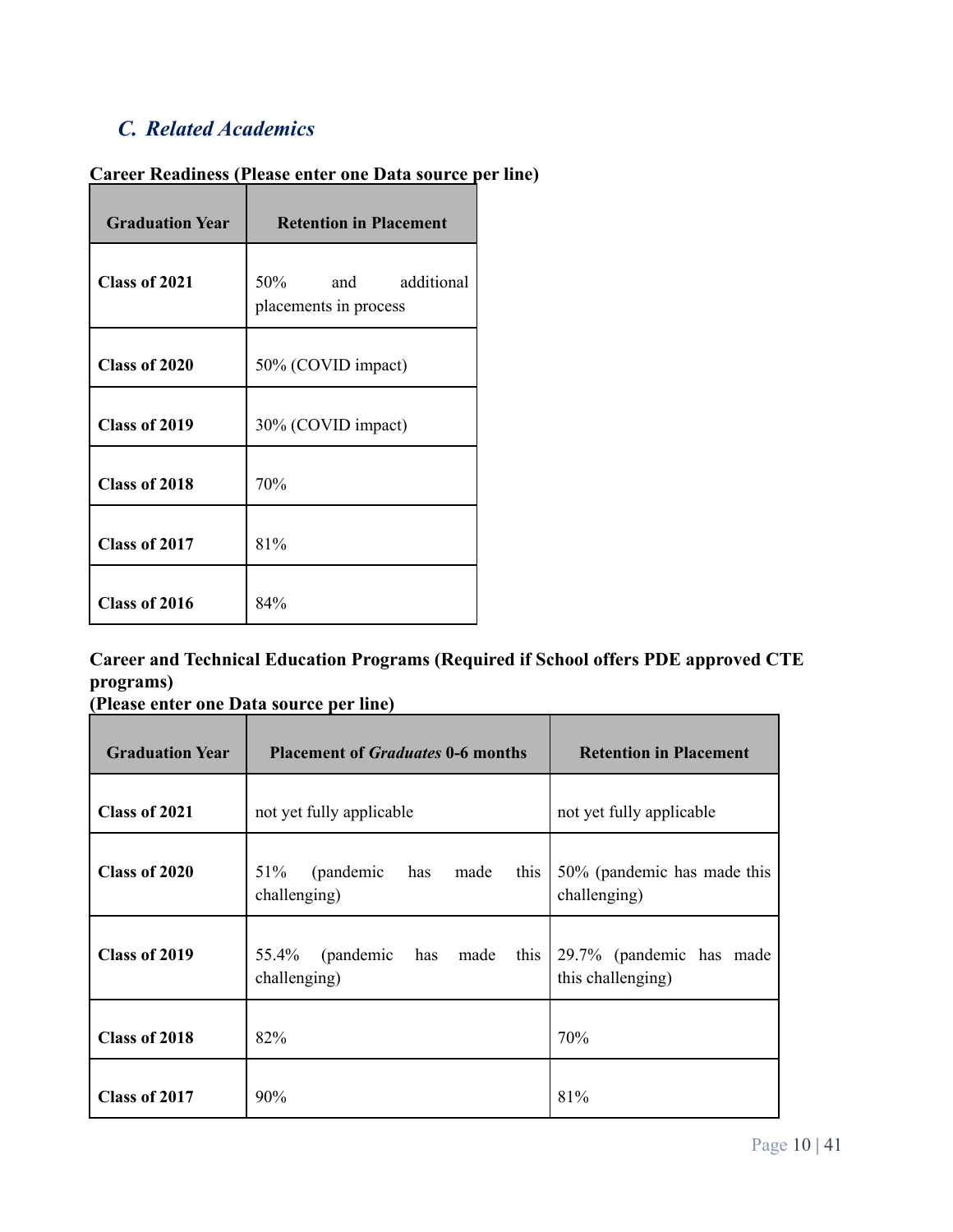## *C. Related Academics*

**Career Readiness (Please enter one Data source per line)**

| Graduation Year | Retention in Placement |
| --- | --- |
| **Class of 2021** | 50% and additional placements in process |
| **Class of 2020** | 50% (COVID impact) |
| **Class of 2019** | 30% (COVID impact) |
| **Class of 2018** | 70% |
| **Class of 2017** | 81% |
| **Class of 2016** | 84% |

**Career and Technical Education Programs (Required if School offers PDE approved CTE programs)**
**(Please enter one Data source per line)**

| Graduation Year | Placement of *Graduates* 0-6 months | Retention in Placement |
| --- | --- | --- |
| **Class of 2021** | not yet fully applicable | not yet fully applicable |
| **Class of 2020** | 51% (pandemic has made this challenging) | 50% (pandemic has made this challenging) |
| **Class of 2019** | 55.4% (pandemic has made this challenging) | 29.7% (pandemic has made this challenging) |
| **Class of 2018** | 82% | 70% |
| **Class of 2017** | 90% | 81% |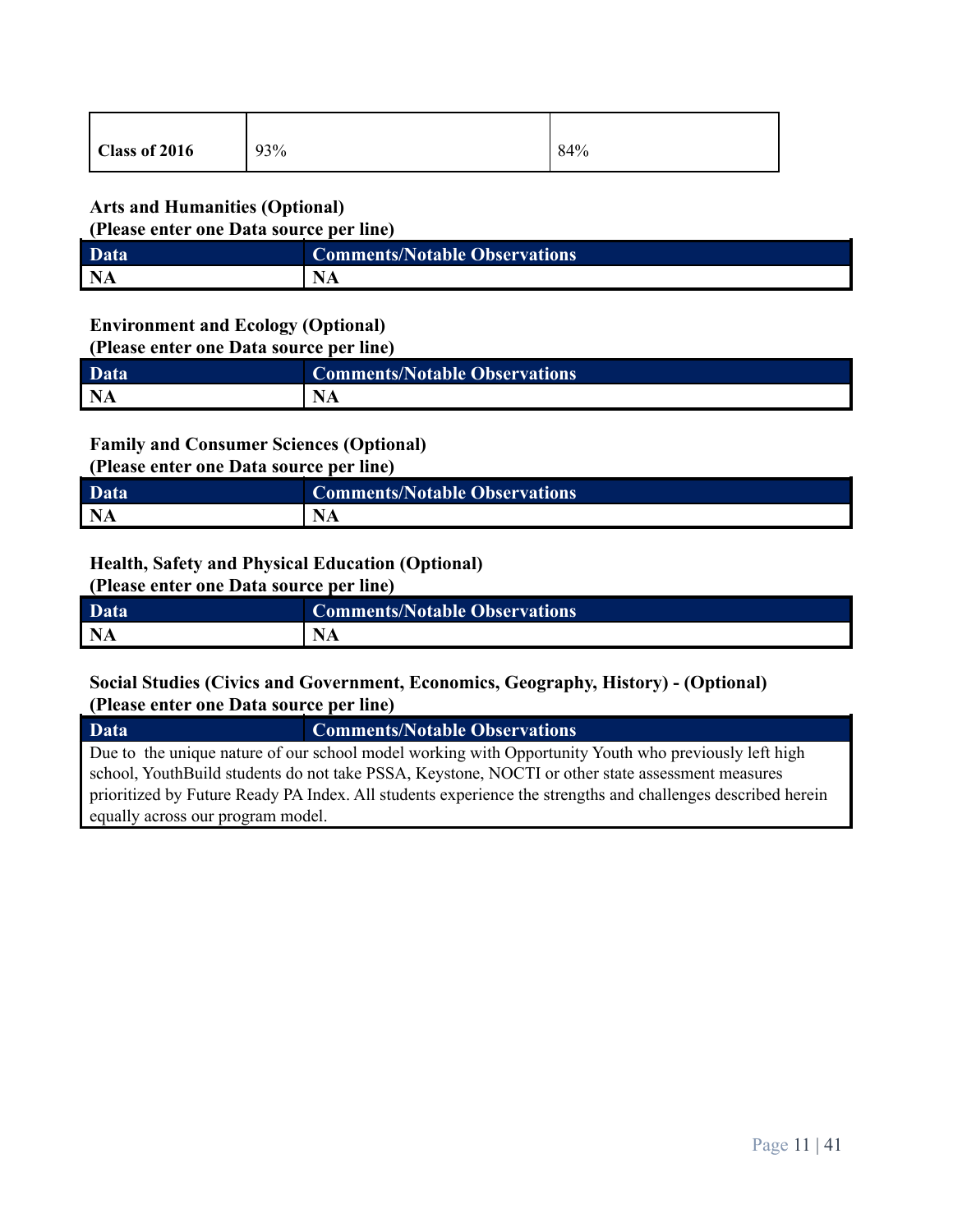| Class of 2016 | 93% | 84% |
|---|---|---|

**Arts and Humanities (Optional)**
**(Please enter one Data source per line)**

| Data | Comments/Notable Observations |
|---|---|
| NA | NA |

**Environment and Ecology (Optional)**
**(Please enter one Data source per line)**

| Data | Comments/Notable Observations |
|---|---|
| NA | NA |

**Family and Consumer Sciences (Optional)**
**(Please enter one Data source per line)**

| Data | Comments/Notable Observations |
|---|---|
| NA | NA |

**Health, Safety and Physical Education (Optional)**
**(Please enter one Data source per line)**

| Data | Comments/Notable Observations |
|---|---|
| NA | NA |

**Social Studies (Civics and Government, Economics, Geography, History) - (Optional)**
**(Please enter one Data source per line)**

| Data | Comments/Notable Observations |
|---|---|
| Due to the unique nature of our school model working with Opportunity Youth who previously left high school, YouthBuild students do not take PSSA, Keystone, NOCTI or other state assessment measures prioritized by Future Ready PA Index. All students experience the strengths and challenges described herein equally across our program model. | |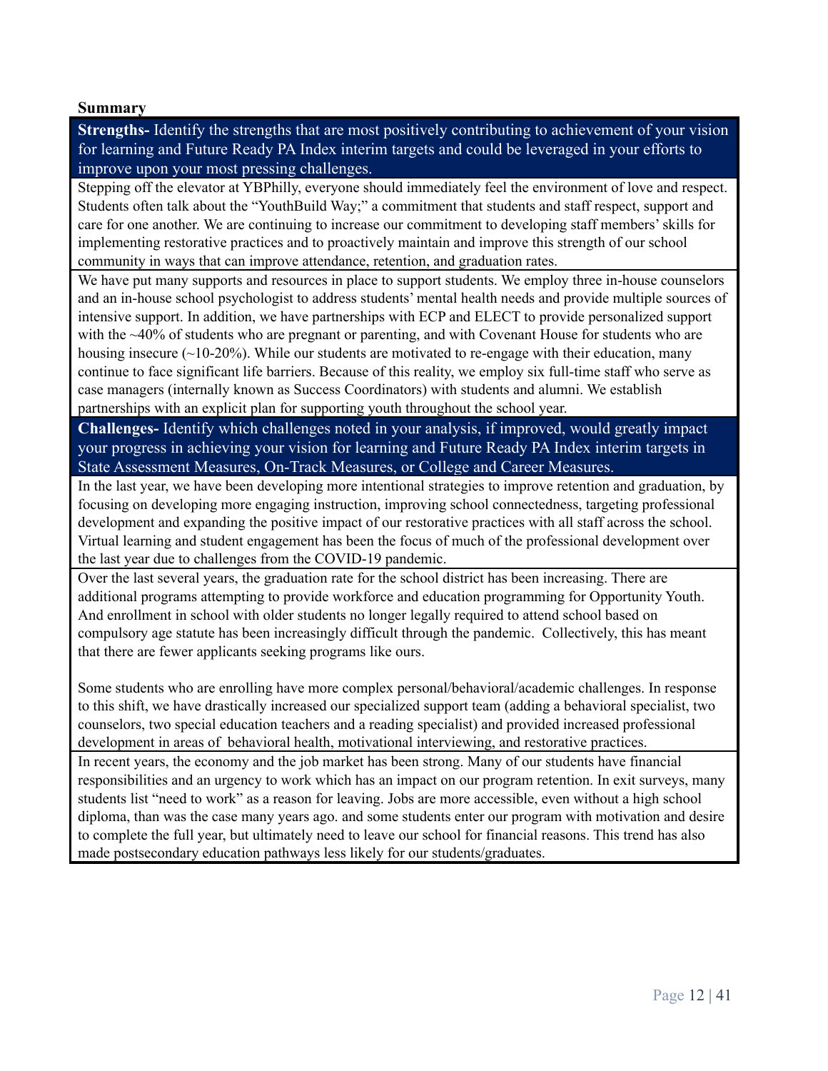**Summary**

| **Strengths-** Identify the strengths that are most positively contributing to achievement of your vision for learning and Future Ready PA Index interim targets and could be leveraged in your efforts to improve upon your most pressing challenges. |
| --- |
| Stepping off the elevator at YBPhilly, everyone should immediately feel the environment of love and respect. Students often talk about the "YouthBuild Way;" a commitment that students and staff respect, support and care for one another. We are continuing to increase our commitment to developing staff members' skills for implementing restorative practices and to proactively maintain and improve this strength of our school community in ways that can improve attendance, retention, and graduation rates. |
| We have put many supports and resources in place to support students. We employ three in-house counselors and an in-house school psychologist to address students' mental health needs and provide multiple sources of intensive support. In addition, we have partnerships with ECP and ELECT to provide personalized support with the ~40% of students who are pregnant or parenting, and with Covenant House for students who are housing insecure (~10-20%). While our students are motivated to re-engage with their education, many continue to face significant life barriers. Because of this reality, we employ six full-time staff who serve as case managers (internally known as Success Coordinators) with students and alumni. We establish partnerships with an explicit plan for supporting youth throughout the school year. |
| **Challenges-** Identify which challenges noted in your analysis, if improved, would greatly impact your progress in achieving your vision for learning and Future Ready PA Index interim targets in State Assessment Measures, On-Track Measures, or College and Career Measures. |
| In the last year, we have been developing more intentional strategies to improve retention and graduation, by focusing on developing more engaging instruction, improving school connectedness, targeting professional development and expanding the positive impact of our restorative practices with all staff across the school. Virtual learning and student engagement has been the focus of much of the professional development over the last year due to challenges from the COVID-19 pandemic. |
| Over the last several years, the graduation rate for the school district has been increasing. There are additional programs attempting to provide workforce and education programming for Opportunity Youth. And enrollment in school with older students no longer legally required to attend school based on compulsory age statute has been increasingly difficult through the pandemic. Collectively, this has meant that there are fewer applicants seeking programs like ours.<br><br>Some students who are enrolling have more complex personal/behavioral/academic challenges. In response to this shift, we have drastically increased our specialized support team (adding a behavioral specialist, two counselors, two special education teachers and a reading specialist) and provided increased professional development in areas of behavioral health, motivational interviewing, and restorative practices. |
| In recent years, the economy and the job market has been strong. Many of our students have financial responsibilities and an urgency to work which has an impact on our program retention. In exit surveys, many students list "need to work" as a reason for leaving. Jobs are more accessible, even without a high school diploma, than was the case many years ago. and some students enter our program with motivation and desire to complete the full year, but ultimately need to leave our school for financial reasons. This trend has also made postsecondary education pathways less likely for our students/graduates. |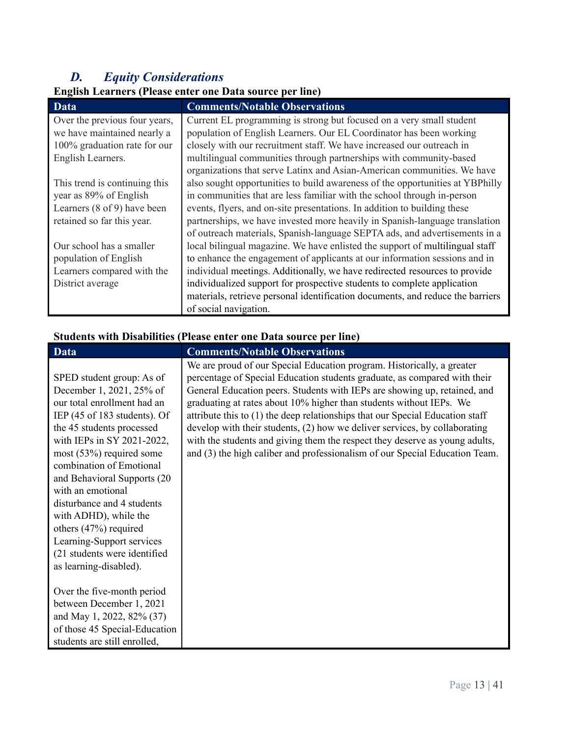## *D. Equity Considerations*

**English Learners (Please enter one Data source per line)**

| Data | Comments/Notable Observations |
|---|---|
| Over the previous four years, we have maintained nearly a 100% graduation rate for our English Learners.<br><br>This trend is continuing this year as 89% of English Learners (8 of 9) have been retained so far this year.<br><br>Our school has a smaller population of English Learners compared with the District average | Current EL programming is strong but focused on a very small student population of English Learners. Our EL Coordinator has been working closely with our recruitment staff. We have increased our outreach in multilingual communities through partnerships with community-based organizations that serve Latinx and Asian-American communities. We have also sought opportunities to build awareness of the opportunities at YBPhilly in communities that are less familiar with the school through in-person events, flyers, and on-site presentations. In addition to building these partnerships, we have invested more heavily in Spanish-language translation of outreach materials, Spanish-language SEPTA ads, and advertisements in a local bilingual magazine. We have enlisted the support of multilingual staff to enhance the engagement of applicants at our information sessions and in individual meetings. Additionally, we have redirected resources to provide individualized support for prospective students to complete application materials, retrieve personal identification documents, and reduce the barriers of social navigation. |

**Students with Disabilities (Please enter one Data source per line)**

| Data | Comments/Notable Observations |
|---|---|
| SPED student group: As of December 1, 2021, 25% of our total enrollment had an IEP (45 of 183 students). Of the 45 students processed with IEPs in SY 2021-2022, most (53%) required some combination of Emotional and Behavioral Supports (20 with an emotional disturbance and 4 students with ADHD), while the others (47%) required Learning-Support services (21 students were identified as learning-disabled).<br><br>Over the five-month period between December 1, 2021 and May 1, 2022, 82% (37) of those 45 Special-Education students are still enrolled, | We are proud of our Special Education program. Historically, a greater percentage of Special Education students graduate, as compared with their General Education peers. Students with IEPs are showing up, retained, and graduating at rates about 10% higher than students without IEPs. We attribute this to (1) the deep relationships that our Special Education staff develop with their students, (2) how we deliver services, by collaborating with the students and giving them the respect they deserve as young adults, and (3) the high caliber and professionalism of our Special Education Team. |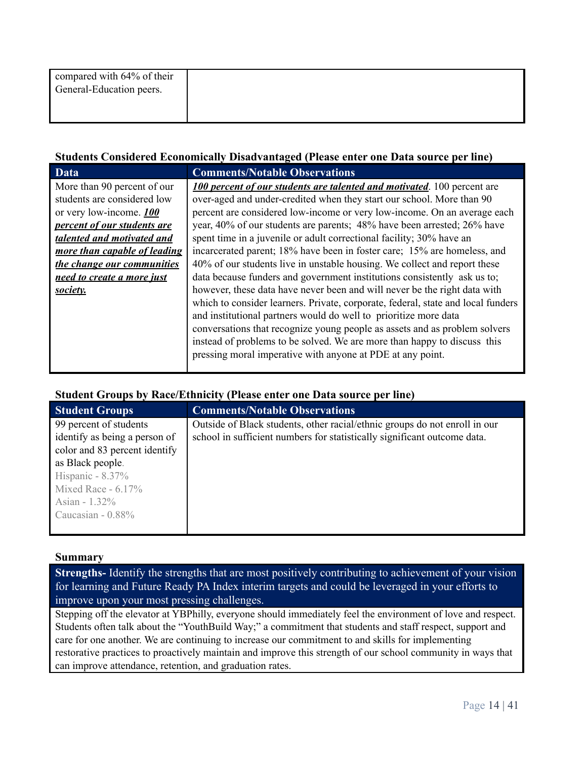| | |
|---|---|
| compared with 64% of their General-Education peers. | |

**Students Considered Economically Disadvantaged (Please enter one Data source per line)**

| Data | Comments/Notable Observations |
|---|---|
| More than 90 percent of our students are considered low or very low-income. ***100 percent of our students are talented and motivated and more than capable of leading the change our communities need to create a more just society.*** | ***100 percent of our students are talented and motivated***. 100 percent are over-aged and under-credited when they start our school. More than 90 percent are considered low-income or very low-income. On an average each year, 40% of our students are parents; 48% have been arrested; 26% have spent time in a juvenile or adult correctional facility; 30% have an incarcerated parent; 18% have been in foster care; 15% are homeless, and 40% of our students live in unstable housing. We collect and report these data because funders and government institutions consistently ask us to; however, these data have never been and will never be the right data with which to consider learners. Private, corporate, federal, state and local funders and institutional partners would do well to prioritize more data conversations that recognize young people as assets and as problem solvers instead of problems to be solved. We are more than happy to discuss this pressing moral imperative with anyone at PDE at any point. |

**Student Groups by Race/Ethnicity (Please enter one Data source per line)**

| Student Groups | Comments/Notable Observations |
|---|---|
| 99 percent of students identify as being a person of color and 83 percent identify as Black people.<br>Hispanic - 8.37%<br>Mixed Race - 6.17%<br>Asian - 1.32%<br>Caucasian - 0.88% | Outside of Black students, other racial/ethnic groups do not enroll in our school in sufficient numbers for statistically significant outcome data. |

**Summary**

| **Strengths-** Identify the strengths that are most positively contributing to achievement of your vision for learning and Future Ready PA Index interim targets and could be leveraged in your efforts to improve upon your most pressing challenges. |
|---|
| Stepping off the elevator at YBPhilly, everyone should immediately feel the environment of love and respect. Students often talk about the "YouthBuild Way;" a commitment that students and staff respect, support and care for one another. We are continuing to increase our commitment to and skills for implementing restorative practices to proactively maintain and improve this strength of our school community in ways that can improve attendance, retention, and graduation rates. |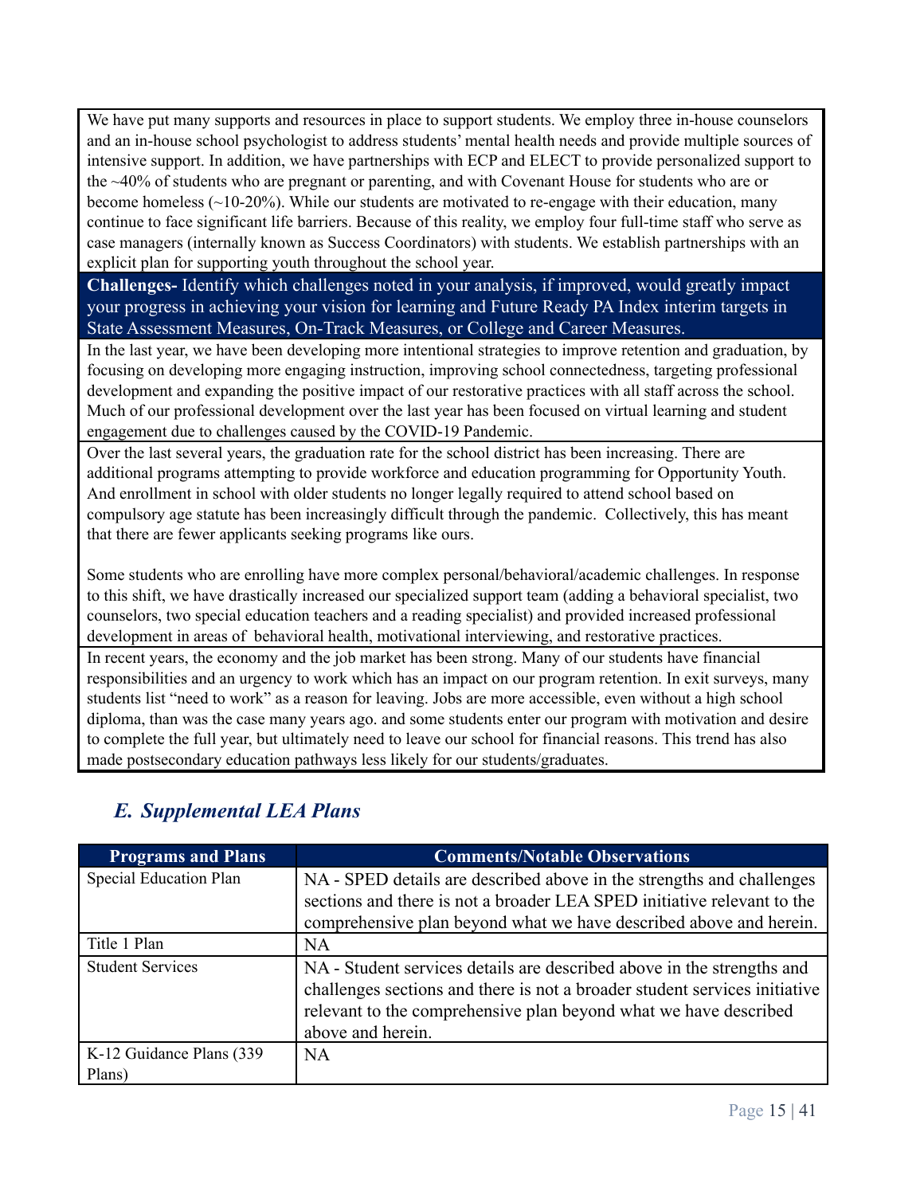We have put many supports and resources in place to support students. We employ three in-house counselors and an in-house school psychologist to address students' mental health needs and provide multiple sources of intensive support. In addition, we have partnerships with ECP and ELECT to provide personalized support to the ~40% of students who are pregnant or parenting, and with Covenant House for students who are or become homeless (~10-20%). While our students are motivated to re-engage with their education, many continue to face significant life barriers. Because of this reality, we employ four full-time staff who serve as case managers (internally known as Success Coordinators) with students. We establish partnerships with an explicit plan for supporting youth throughout the school year.

**Challenges-** Identify which challenges noted in your analysis, if improved, would greatly impact your progress in achieving your vision for learning and Future Ready PA Index interim targets in State Assessment Measures, On-Track Measures, or College and Career Measures.

In the last year, we have been developing more intentional strategies to improve retention and graduation, by focusing on developing more engaging instruction, improving school connectedness, targeting professional development and expanding the positive impact of our restorative practices with all staff across the school. Much of our professional development over the last year has been focused on virtual learning and student engagement due to challenges caused by the COVID-19 Pandemic.

Over the last several years, the graduation rate for the school district has been increasing. There are additional programs attempting to provide workforce and education programming for Opportunity Youth. And enrollment in school with older students no longer legally required to attend school based on compulsory age statute has been increasingly difficult through the pandemic. Collectively, this has meant that there are fewer applicants seeking programs like ours.

Some students who are enrolling have more complex personal/behavioral/academic challenges. In response to this shift, we have drastically increased our specialized support team (adding a behavioral specialist, two counselors, two special education teachers and a reading specialist) and provided increased professional development in areas of behavioral health, motivational interviewing, and restorative practices.

In recent years, the economy and the job market has been strong. Many of our students have financial responsibilities and an urgency to work which has an impact on our program retention. In exit surveys, many students list "need to work" as a reason for leaving. Jobs are more accessible, even without a high school diploma, than was the case many years ago. and some students enter our program with motivation and desire to complete the full year, but ultimately need to leave our school for financial reasons. This trend has also made postsecondary education pathways less likely for our students/graduates.

## *E. Supplemental LEA Plans*

| Programs and Plans | Comments/Notable Observations |
| --- | --- |
| Special Education Plan | NA - SPED details are described above in the strengths and challenges sections and there is not a broader LEA SPED initiative relevant to the comprehensive plan beyond what we have described above and herein. |
| Title 1 Plan | NA |
| Student Services | NA - Student services details are described above in the strengths and challenges sections and there is not a broader student services initiative relevant to the comprehensive plan beyond what we have described above and herein. |
| K-12 Guidance Plans (339 Plans) | NA |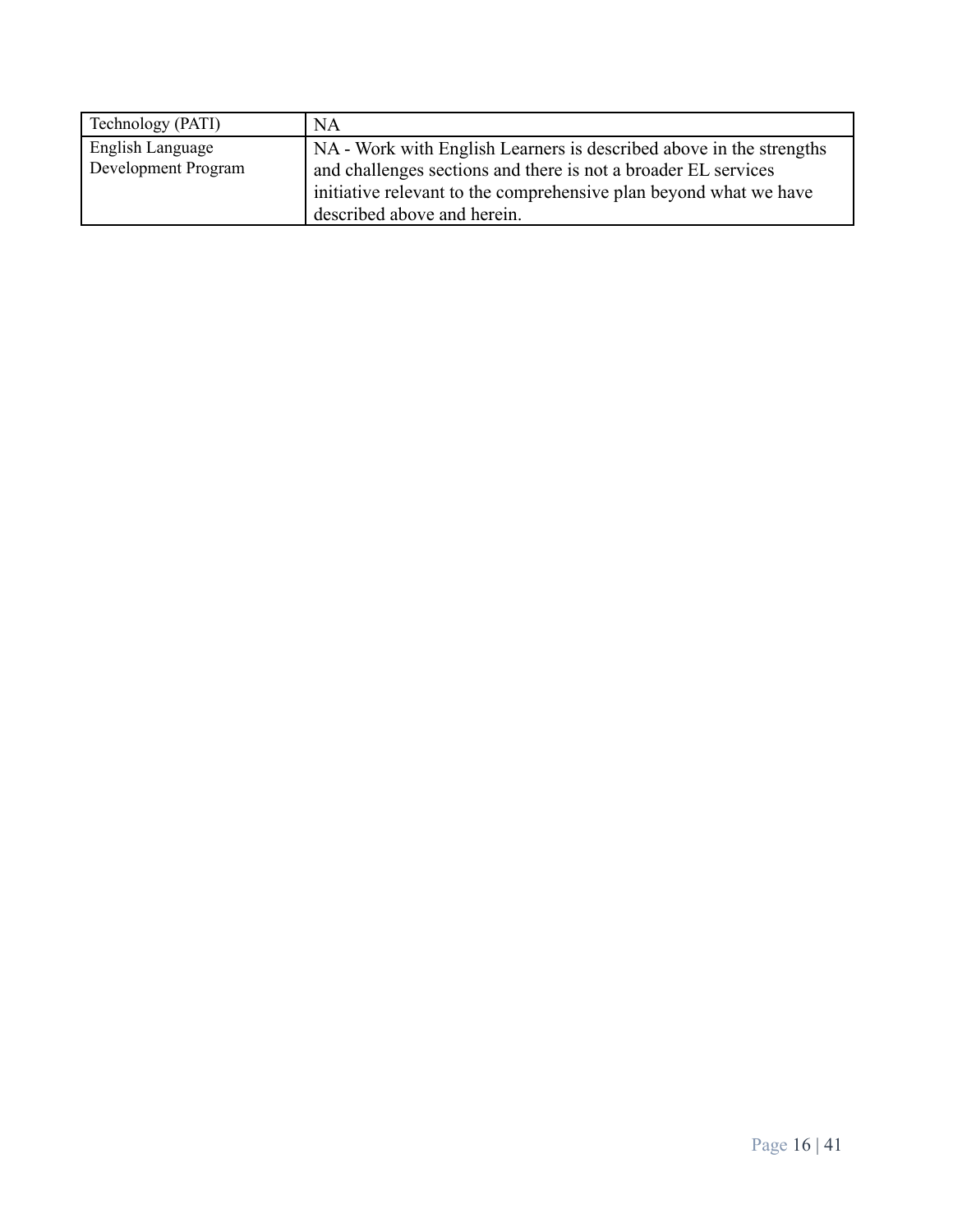| Technology (PATI) | NA |
|---|---|
| English Language Development Program | NA - Work with English Learners is described above in the strengths and challenges sections and there is not a broader EL services initiative relevant to the comprehensive plan beyond what we have described above and herein. |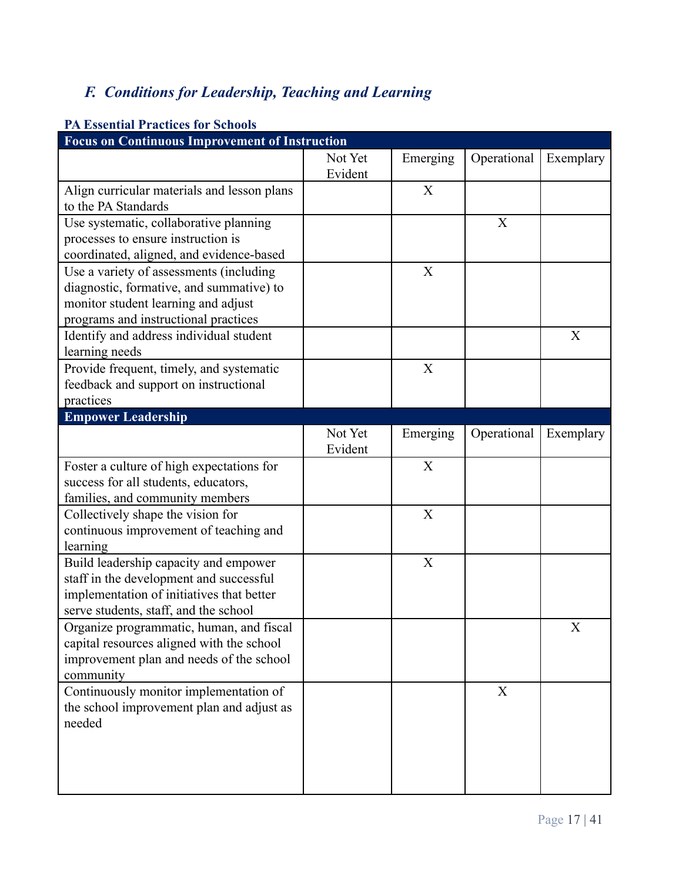## *F. Conditions for Leadership, Teaching and Learning*

**PA Essential Practices for Schools**

| **Focus on Continuous Improvement of Instruction** | | | | |
|---|---|---|---|---|
| | Not Yet Evident | Emerging | Operational | Exemplary |
| Align curricular materials and lesson plans to the PA Standards | | X | | |
| Use systematic, collaborative planning processes to ensure instruction is coordinated, aligned, and evidence-based | | | X | |
| Use a variety of assessments (including diagnostic, formative, and summative) to monitor student learning and adjust programs and instructional practices | | X | | |
| Identify and address individual student learning needs | | | | X |
| Provide frequent, timely, and systematic feedback and support on instructional practices | | X | | |

| **Empower Leadership** | | | | |
|---|---|---|---|---|
| | Not Yet Evident | Emerging | Operational | Exemplary |
| Foster a culture of high expectations for success for all students, educators, families, and community members | | X | | |
| Collectively shape the vision for continuous improvement of teaching and learning | | X | | |
| Build leadership capacity and empower staff in the development and successful implementation of initiatives that better serve students, staff, and the school | | X | | |
| Organize programmatic, human, and fiscal capital resources aligned with the school improvement plan and needs of the school community | | | | X |
| Continuously monitor implementation of the school improvement plan and adjust as needed | | | X | |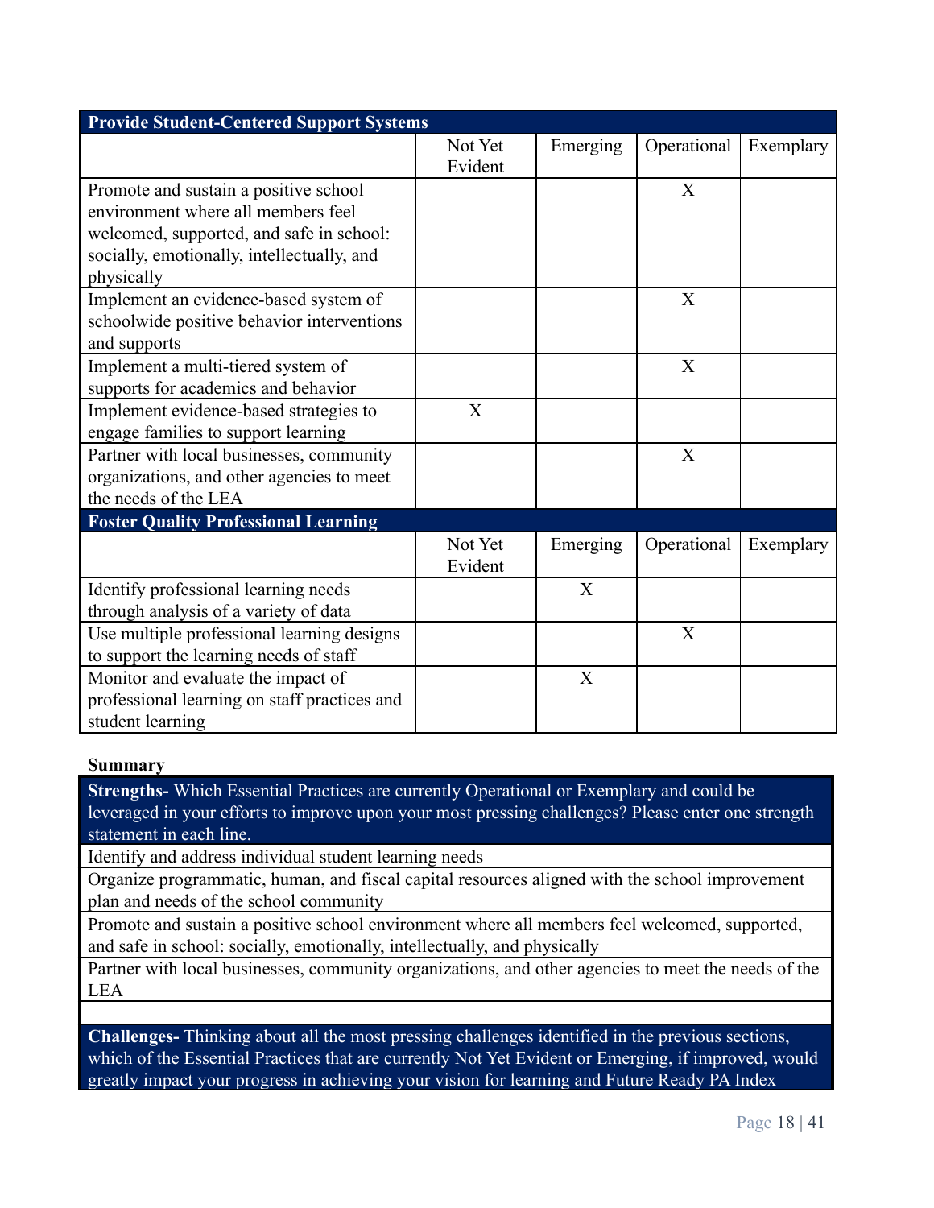| Provide Student-Centered Support Systems | | | | |
|---|---|---|---|---|
| | Not Yet Evident | Emerging | Operational | Exemplary |
| Promote and sustain a positive school environment where all members feel welcomed, supported, and safe in school: socially, emotionally, intellectually, and physically | | | X | |
| Implement an evidence-based system of schoolwide positive behavior interventions and supports | | | X | |
| Implement a multi-tiered system of supports for academics and behavior | | | X | |
| Implement evidence-based strategies to engage families to support learning | X | | | |
| Partner with local businesses, community organizations, and other agencies to meet the needs of the LEA | | | X | |

| Foster Quality Professional Learning | | | | |
|---|---|---|---|---|
| | Not Yet Evident | Emerging | Operational | Exemplary |
| Identify professional learning needs through analysis of a variety of data | | X | | |
| Use multiple professional learning designs to support the learning needs of staff | | | X | |
| Monitor and evaluate the impact of professional learning on staff practices and student learning | | X | | |

**Summary**

| **Strengths-** Which Essential Practices are currently Operational or Exemplary and could be leveraged in your efforts to improve upon your most pressing challenges? Please enter one strength statement in each line. |
|---|
| Identify and address individual student learning needs |
| Organize programmatic, human, and fiscal capital resources aligned with the school improvement plan and needs of the school community |
| Promote and sustain a positive school environment where all members feel welcomed, supported, and safe in school: socially, emotionally, intellectually, and physically |
| Partner with local businesses, community organizations, and other agencies to meet the needs of the LEA |
| |

| **Challenges-** Thinking about all the most pressing challenges identified in the previous sections, which of the Essential Practices that are currently Not Yet Evident or Emerging, if improved, would greatly impact your progress in achieving your vision for learning and Future Ready PA Index |
|---|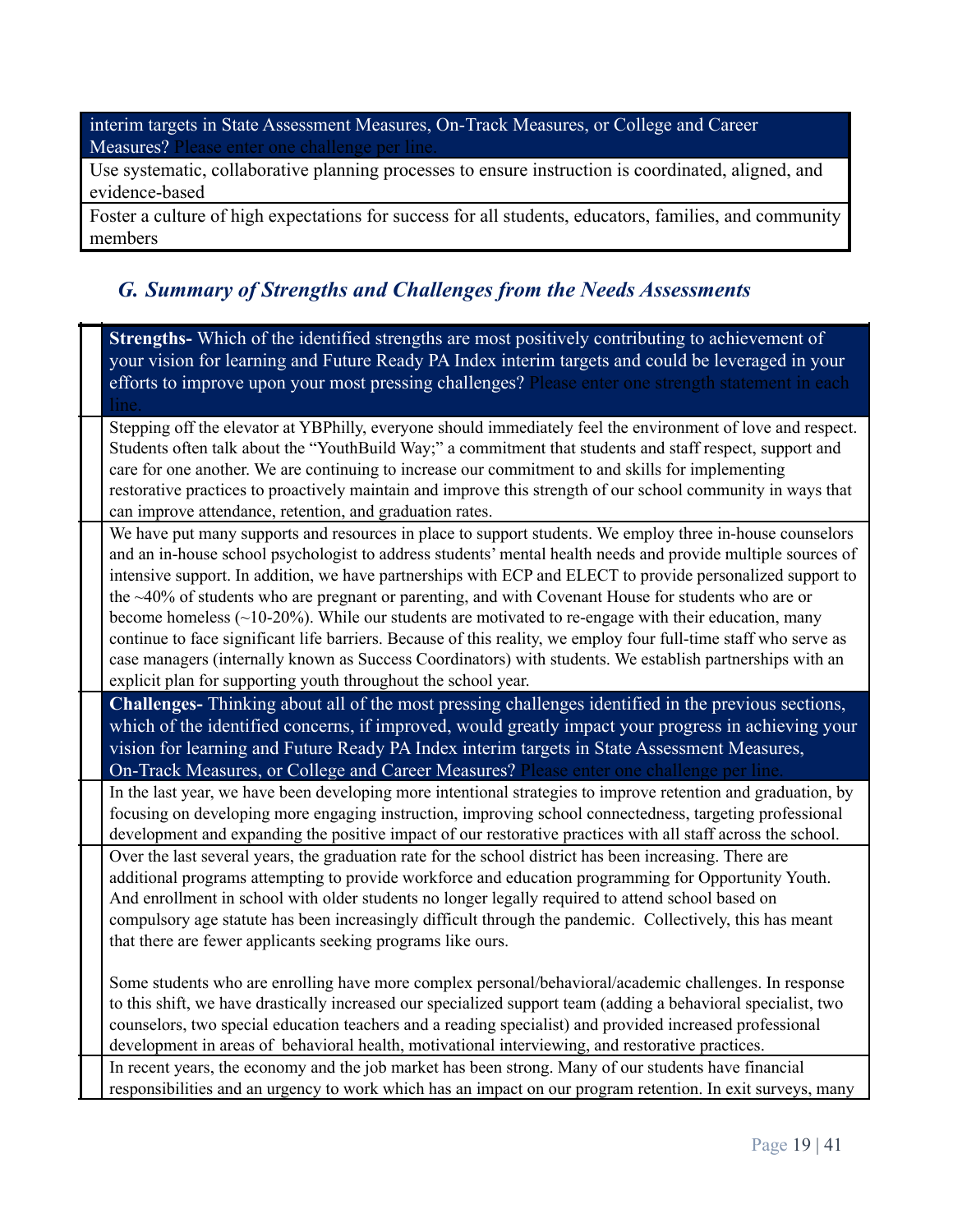| interim targets in State Assessment Measures, On-Track Measures, or College and Career Measures? Please enter one challenge per line. |
|---|
| Use systematic, collaborative planning processes to ensure instruction is coordinated, aligned, and evidence-based |
| Foster a culture of high expectations for success for all students, educators, families, and community members |

## *G. Summary of Strengths and Challenges from the Needs Assessments*

| | **Strengths-** Which of the identified strengths are most positively contributing to achievement of your vision for learning and Future Ready PA Index interim targets and could be leveraged in your efforts to improve upon your most pressing challenges? Please enter one strength statement in each line. |
|---|---|
| | Stepping off the elevator at YBPhilly, everyone should immediately feel the environment of love and respect. Students often talk about the "YouthBuild Way;" a commitment that students and staff respect, support and care for one another. We are continuing to increase our commitment to and skills for implementing restorative practices to proactively maintain and improve this strength of our school community in ways that can improve attendance, retention, and graduation rates. |
| | We have put many supports and resources in place to support students. We employ three in-house counselors and an in-house school psychologist to address students' mental health needs and provide multiple sources of intensive support. In addition, we have partnerships with ECP and ELECT to provide personalized support to the ~40% of students who are pregnant or parenting, and with Covenant House for students who are or become homeless (~10-20%). While our students are motivated to re-engage with their education, many continue to face significant life barriers. Because of this reality, we employ four full-time staff who serve as case managers (internally known as Success Coordinators) with students. We establish partnerships with an explicit plan for supporting youth throughout the school year. |
| | **Challenges-** Thinking about all of the most pressing challenges identified in the previous sections, which of the identified concerns, if improved, would greatly impact your progress in achieving your vision for learning and Future Ready PA Index interim targets in State Assessment Measures, On-Track Measures, or College and Career Measures? Please enter one challenge per line. |
| | In the last year, we have been developing more intentional strategies to improve retention and graduation, by focusing on developing more engaging instruction, improving school connectedness, targeting professional development and expanding the positive impact of our restorative practices with all staff across the school. |
| | Over the last several years, the graduation rate for the school district has been increasing. There are additional programs attempting to provide workforce and education programming for Opportunity Youth. And enrollment in school with older students no longer legally required to attend school based on compulsory age statute has been increasingly difficult through the pandemic. Collectively, this has meant that there are fewer applicants seeking programs like ours.<br><br>Some students who are enrolling have more complex personal/behavioral/academic challenges. In response to this shift, we have drastically increased our specialized support team (adding a behavioral specialist, two counselors, two special education teachers and a reading specialist) and provided increased professional development in areas of behavioral health, motivational interviewing, and restorative practices. |
| | In recent years, the economy and the job market has been strong. Many of our students have financial responsibilities and an urgency to work which has an impact on our program retention. In exit surveys, many |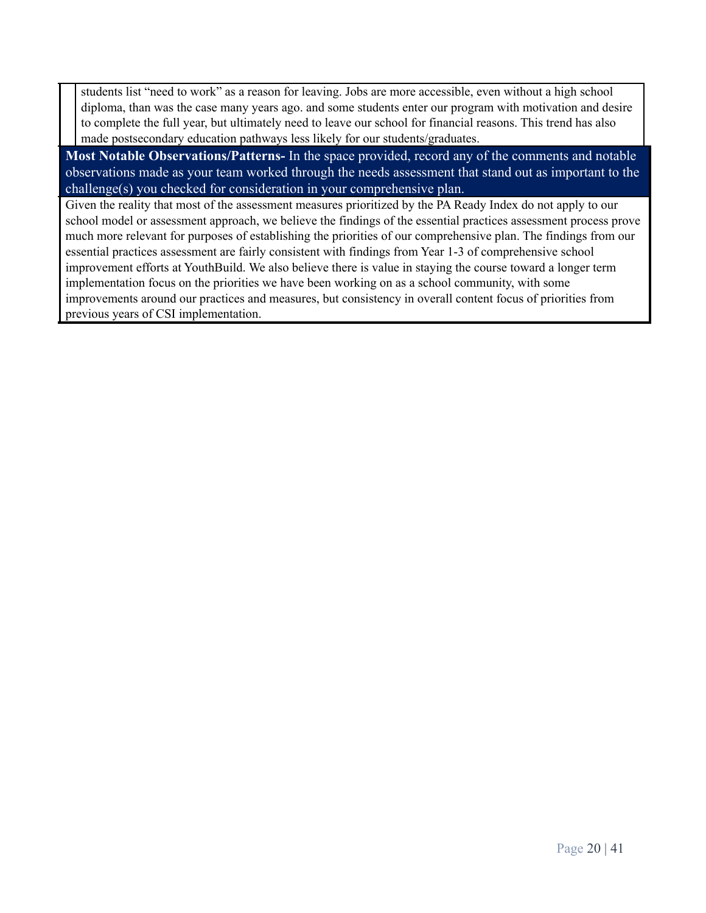students list "need to work" as a reason for leaving. Jobs are more accessible, even without a high school diploma, than was the case many years ago. and some students enter our program with motivation and desire to complete the full year, but ultimately need to leave our school for financial reasons. This trend has also made postsecondary education pathways less likely for our students/graduates.

**Most Notable Observations/Patterns-** In the space provided, record any of the comments and notable observations made as your team worked through the needs assessment that stand out as important to the challenge(s) you checked for consideration in your comprehensive plan.

Given the reality that most of the assessment measures prioritized by the PA Ready Index do not apply to our school model or assessment approach, we believe the findings of the essential practices assessment process prove much more relevant for purposes of establishing the priorities of our comprehensive plan. The findings from our essential practices assessment are fairly consistent with findings from Year 1-3 of comprehensive school improvement efforts at YouthBuild. We also believe there is value in staying the course toward a longer term implementation focus on the priorities we have been working on as a school community, with some improvements around our practices and measures, but consistency in overall content focus of priorities from previous years of CSI implementation.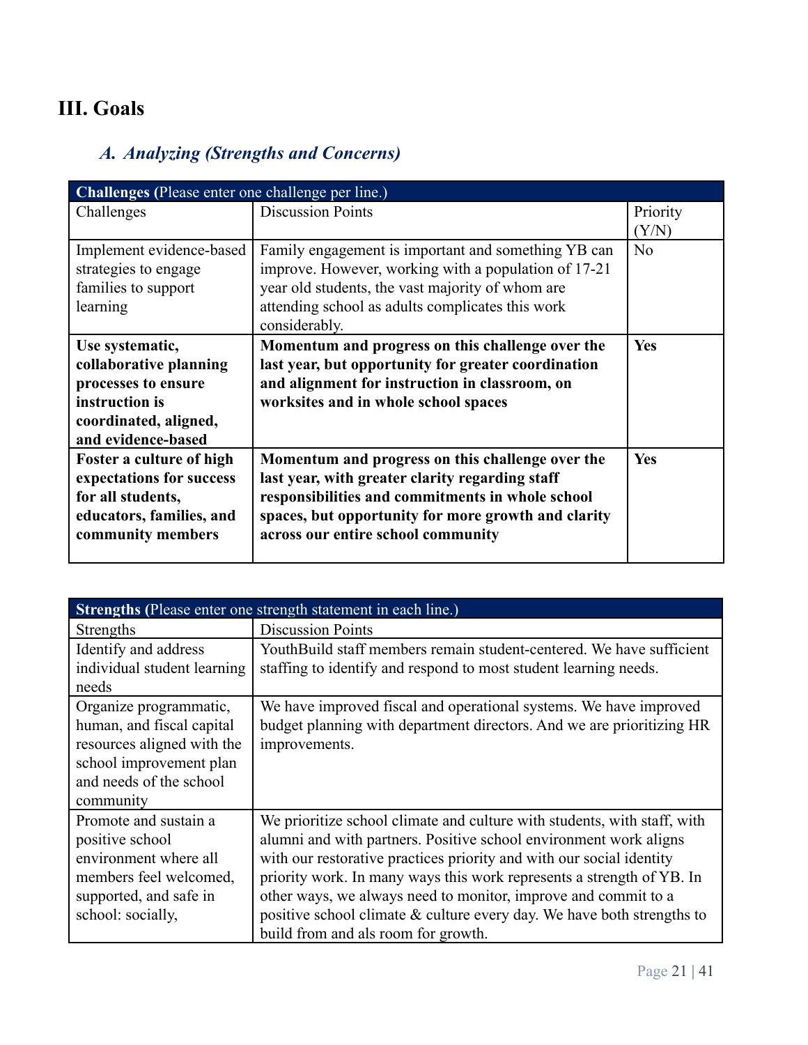# III. Goals

## *A. Analyzing (Strengths and Concerns)*

| **Challenges** (Please enter one challenge per line.) | | |
|---|---|---|
| Challenges | Discussion Points | Priority (Y/N) |
| Implement evidence-based strategies to engage families to support learning | Family engagement is important and something YB can improve. However, working with a population of 17-21 year old students, the vast majority of whom are attending school as adults complicates this work considerably. | No |
| **Use systematic, collaborative planning processes to ensure instruction is coordinated, aligned, and evidence-based** | **Momentum and progress on this challenge over the last year, but opportunity for greater coordination and alignment for instruction in classroom, on worksites and in whole school spaces** | **Yes** |
| **Foster a culture of high expectations for success for all students, educators, families, and community members** | **Momentum and progress on this challenge over the last year, with greater clarity regarding staff responsibilities and commitments in whole school spaces, but opportunity for more growth and clarity across our entire school community** | **Yes** |

| **Strengths** (Please enter one strength statement in each line.) | |
|---|---|
| Strengths | Discussion Points |
| Identify and address individual student learning needs | YouthBuild staff members remain student-centered. We have sufficient staffing to identify and respond to most student learning needs. |
| Organize programmatic, human, and fiscal capital resources aligned with the school improvement plan and needs of the school community | We have improved fiscal and operational systems. We have improved budget planning with department directors. And we are prioritizing HR improvements. |
| Promote and sustain a positive school environment where all members feel welcomed, supported, and safe in school: socially, | We prioritize school climate and culture with students, with staff, with alumni and with partners. Positive school environment work aligns with our restorative practices priority and with our social identity priority work. In many ways this work represents a strength of YB. In other ways, we always need to monitor, improve and commit to a positive school climate & culture every day. We have both strengths to build from and als room for growth. |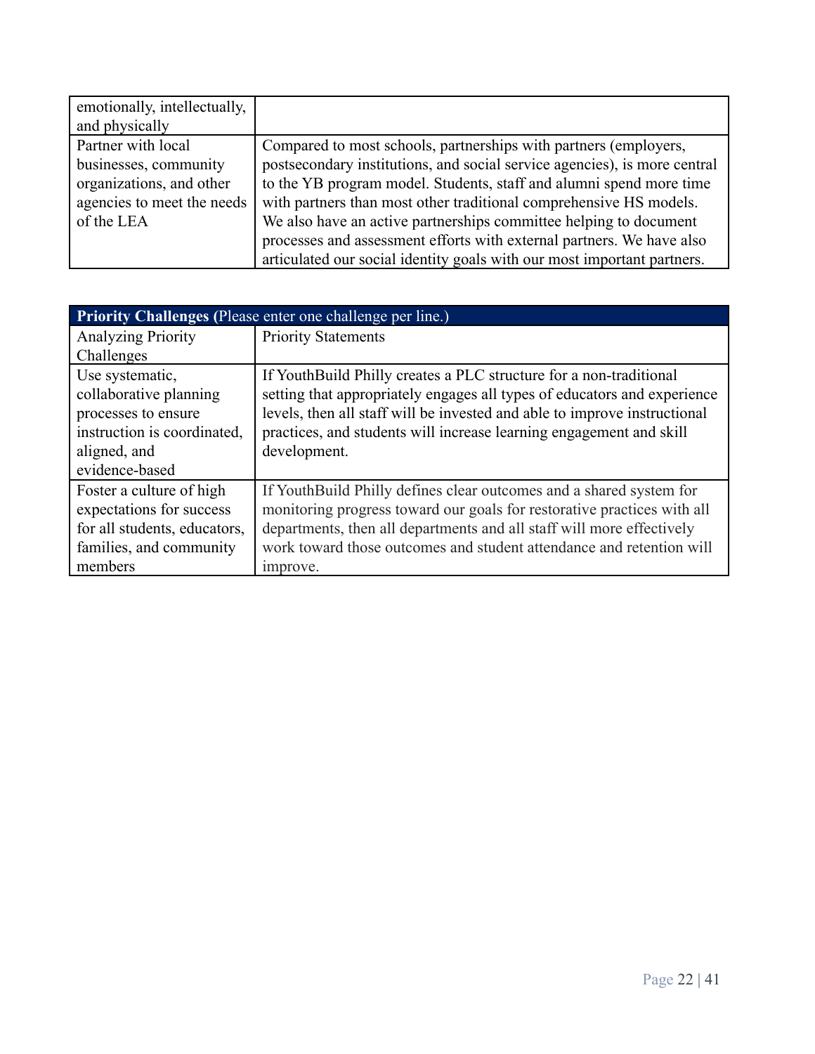| | |
|---|---|
| emotionally, intellectually, and physically | |
| Partner with local businesses, community organizations, and other agencies to meet the needs of the LEA | Compared to most schools, partnerships with partners (employers, postsecondary institutions, and social service agencies), is more central to the YB program model. Students, staff and alumni spend more time with partners than most other traditional comprehensive HS models. We also have an active partnerships committee helping to document processes and assessment efforts with external partners. We have also articulated our social identity goals with our most important partners. |

| **Priority Challenges (**Please enter one challenge per line.) | |
|---|---|
| Analyzing Priority Challenges | Priority Statements |
| Use systematic, collaborative planning processes to ensure instruction is coordinated, aligned, and evidence-based | If YouthBuild Philly creates a PLC structure for a non-traditional setting that appropriately engages all types of educators and experience levels, then all staff will be invested and able to improve instructional practices, and students will increase learning engagement and skill development. |
| Foster a culture of high expectations for success for all students, educators, families, and community members | If YouthBuild Philly defines clear outcomes and a shared system for monitoring progress toward our goals for restorative practices with all departments, then all departments and all staff will more effectively work toward those outcomes and student attendance and retention will improve. |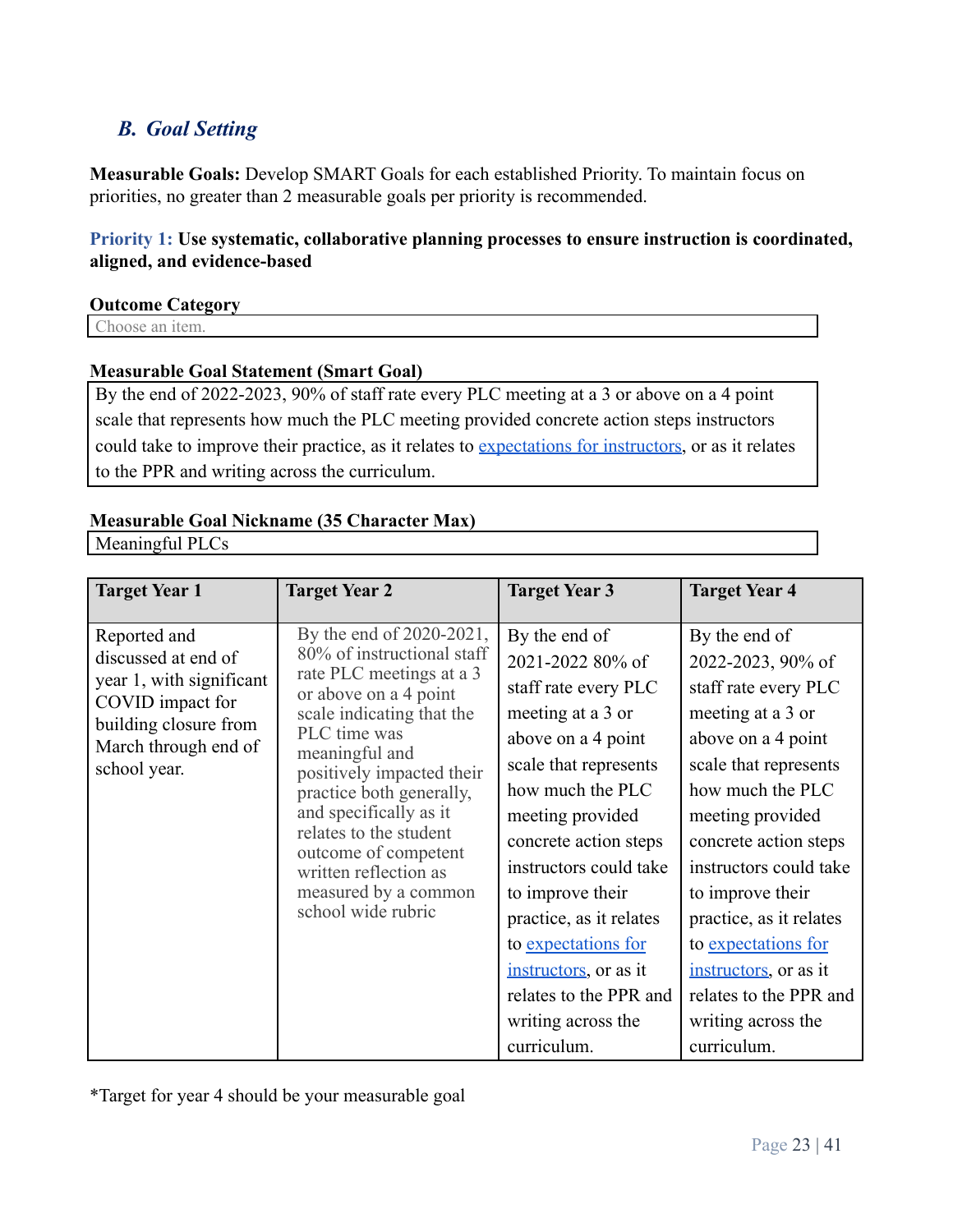## *B. Goal Setting*

**Measurable Goals:** Develop SMART Goals for each established Priority. To maintain focus on priorities, no greater than 2 measurable goals per priority is recommended.

**Priority 1: Use systematic, collaborative planning processes to ensure instruction is coordinated, aligned, and evidence-based**

**Outcome Category**

| Choose an item. |
|---|

**Measurable Goal Statement (Smart Goal)**

| By the end of 2022-2023, 90% of staff rate every PLC meeting at a 3 or above on a 4 point scale that represents how much the PLC meeting provided concrete action steps instructors could take to improve their practice, as it relates to expectations for instructors, or as it relates to the PPR and writing across the curriculum. |
|---|

**Measurable Goal Nickname (35 Character Max)**

| Meaningful PLCs |
|---|

| Target Year 1 | Target Year 2 | Target Year 3 | Target Year 4 |
|---|---|---|---|
| Reported and discussed at end of year 1, with significant COVID impact for building closure from March through end of school year. | By the end of 2020-2021, 80% of instructional staff rate PLC meetings at a 3 or above on a 4 point scale indicating that the PLC time was meaningful and positively impacted their practice both generally, and specifically as it relates to the student outcome of competent written reflection as measured by a common school wide rubric | By the end of 2021-2022 80% of staff rate every PLC meeting at a 3 or above on a 4 point scale that represents how much the PLC meeting provided concrete action steps instructors could take to improve their practice, as it relates to expectations for instructors, or as it relates to the PPR and writing across the curriculum. | By the end of 2022-2023, 90% of staff rate every PLC meeting at a 3 or above on a 4 point scale that represents how much the PLC meeting provided concrete action steps instructors could take to improve their practice, as it relates to expectations for instructors, or as it relates to the PPR and writing across the curriculum. |

*Target for year 4 should be your measurable goal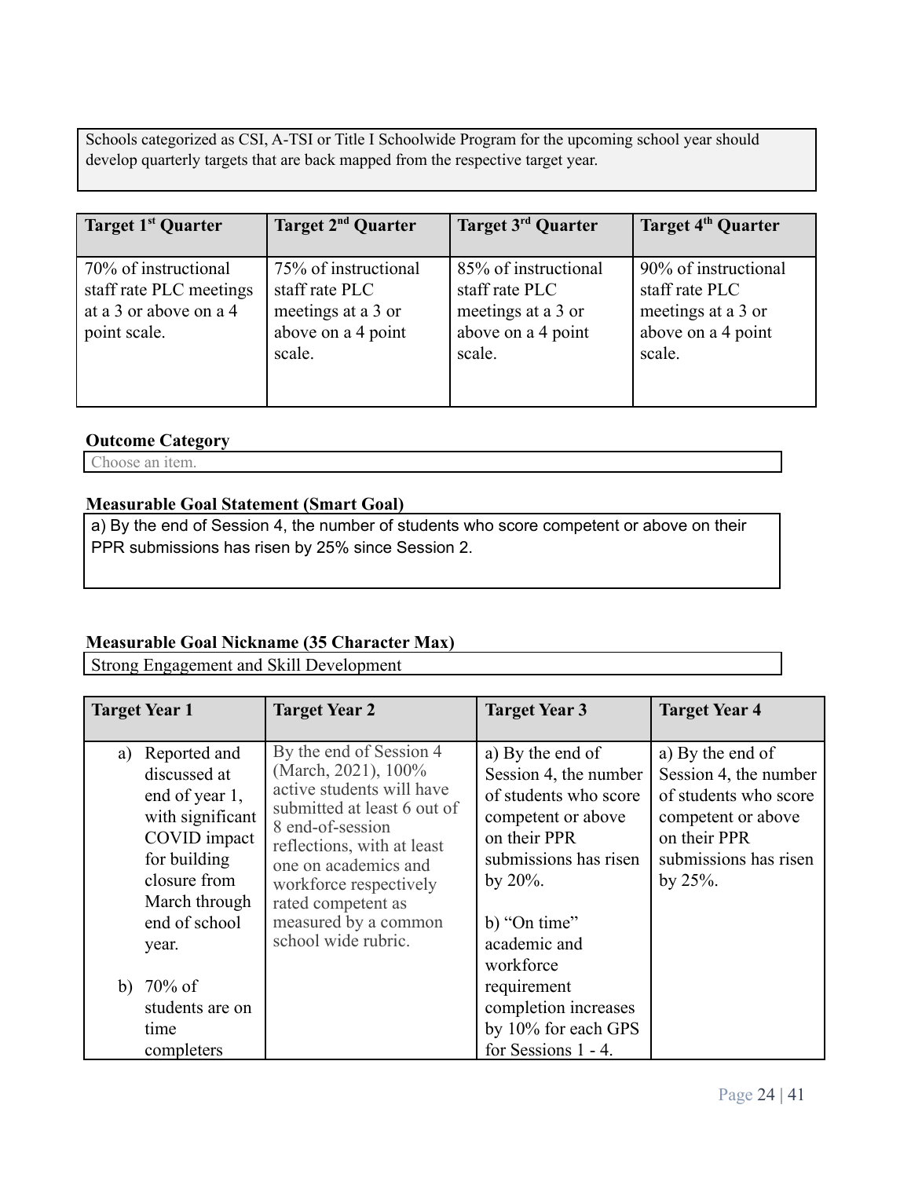Schools categorized as CSI, A-TSI or Title I Schoolwide Program for the upcoming school year should develop quarterly targets that are back mapped from the respective target year.

| Target 1st Quarter | Target 2nd Quarter | Target 3rd Quarter | Target 4th Quarter |
|---|---|---|---|
| 70% of instructional staff rate PLC meetings at a 3 or above on a 4 point scale. | 75% of instructional staff rate PLC meetings at a 3 or above on a 4 point scale. | 85% of instructional staff rate PLC meetings at a 3 or above on a 4 point scale. | 90% of instructional staff rate PLC meetings at a 3 or above on a 4 point scale. |

**Outcome Category**

Choose an item.

**Measurable Goal Statement (Smart Goal)**

a) By the end of Session 4, the number of students who score competent or above on their PPR submissions has risen by 25% since Session 2.

**Measurable Goal Nickname (35 Character Max)**

Strong Engagement and Skill Development

| Target Year 1 | Target Year 2 | Target Year 3 | Target Year 4 |
|---|---|---|---|
| a) Reported and discussed at end of year 1, with significant COVID impact for building closure from March through end of school year.<br><br>b) 70% of students are on time completers | By the end of Session 4 (March, 2021), 100% active students will have submitted at least 6 out of 8 end-of-session reflections, with at least one on academics and workforce respectively rated competent as measured by a common school wide rubric. | a) By the end of Session 4, the number of students who score competent or above on their PPR submissions has risen by 20%.<br><br>b) "On time" academic and workforce requirement completion increases by 10% for each GPS for Sessions 1 - 4. | a) By the end of Session 4, the number of students who score competent or above on their PPR submissions has risen by 25%. |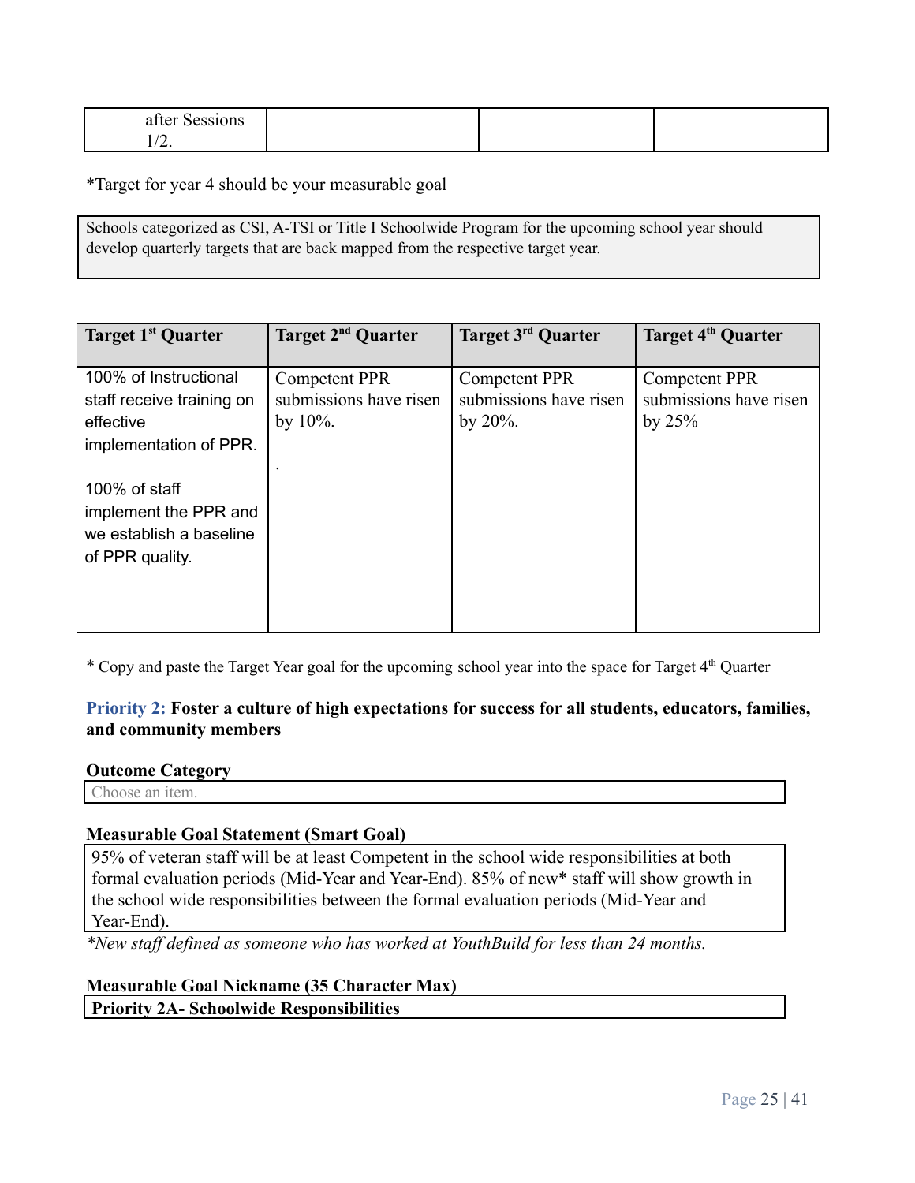| after Sessions 1/2. | | | |
|---|---|---|---|

*Target for year 4 should be your measurable goal

| Schools categorized as CSI, A-TSI or Title I Schoolwide Program for the upcoming school year should develop quarterly targets that are back mapped from the respective target year. |
|---|

| Target 1st Quarter | Target 2nd Quarter | Target 3rd Quarter | Target 4th Quarter |
|---|---|---|---|
| 100% of Instructional staff receive training on effective implementation of PPR.<br><br>100% of staff implement the PPR and we establish a baseline of PPR quality. | Competent PPR submissions have risen by 10%.<br><br>. | Competent PPR submissions have risen by 20%. | Competent PPR submissions have risen by 25% |

* Copy and paste the Target Year goal for the upcoming school year into the space for Target 4th Quarter

### Priority 2: Foster a culture of high expectations for success for all students, educators, families, and community members

**Outcome Category**

| Choose an item. |
|---|

**Measurable Goal Statement (Smart Goal)**

| 95% of veteran staff will be at least Competent in the school wide responsibilities at both formal evaluation periods (Mid-Year and Year-End). 85% of new* staff will show growth in the school wide responsibilities between the formal evaluation periods (Mid-Year and Year-End). |
|---|

*\*New staff defined as someone who has worked at YouthBuild for less than 24 months.*

**Measurable Goal Nickname (35 Character Max)**

| **Priority 2A- Schoolwide Responsibilities** |
|---|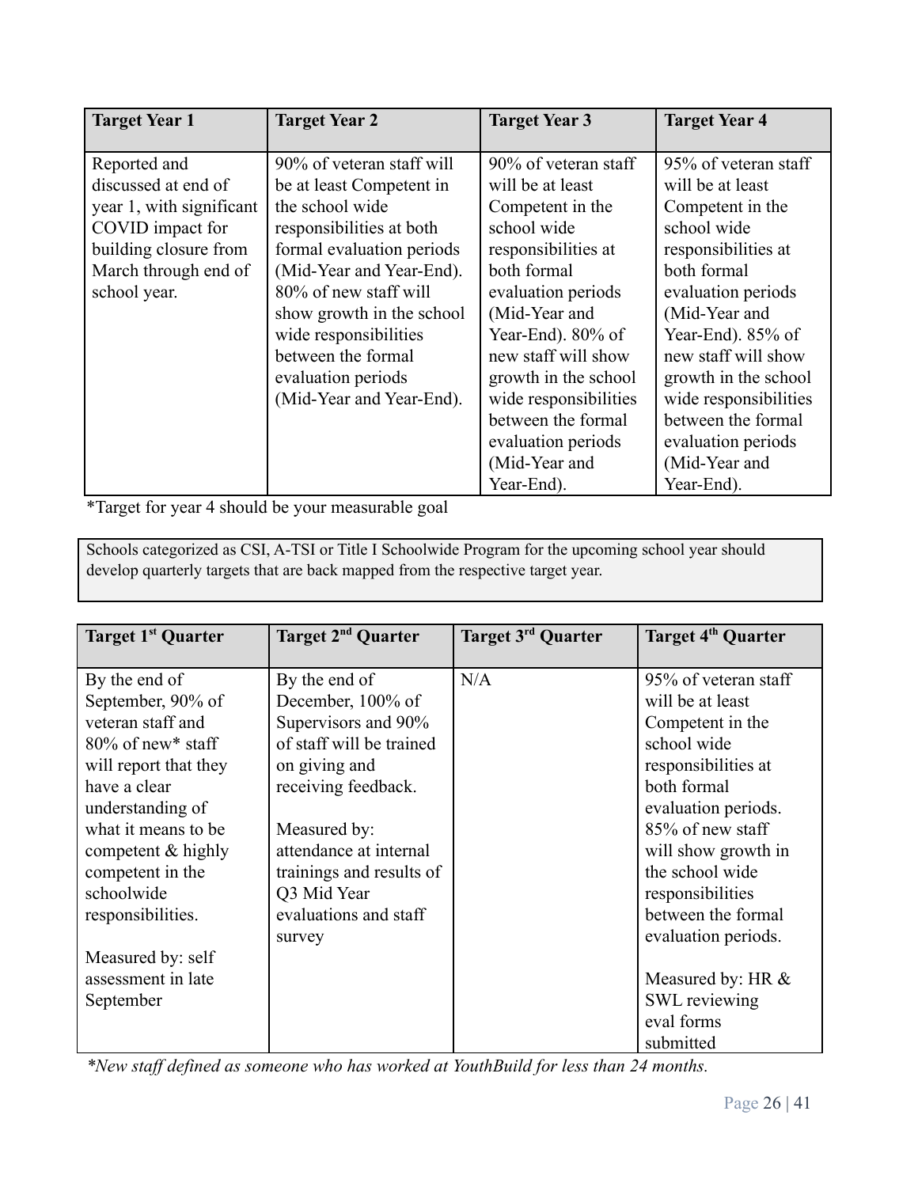| Target Year 1 | Target Year 2 | Target Year 3 | Target Year 4 |
|---|---|---|---|
| Reported and discussed at end of year 1, with significant COVID impact for building closure from March through end of school year. | 90% of veteran staff will be at least Competent in the school wide responsibilities at both formal evaluation periods (Mid-Year and Year-End). 80% of new staff will show growth in the school wide responsibilities between the formal evaluation periods (Mid-Year and Year-End). | 90% of veteran staff will be at least Competent in the school wide responsibilities at both formal evaluation periods (Mid-Year and Year-End). 80% of new staff will show growth in the school wide responsibilities between the formal evaluation periods (Mid-Year and Year-End). | 95% of veteran staff will be at least Competent in the school wide responsibilities at both formal evaluation periods (Mid-Year and Year-End). 85% of new staff will show growth in the school wide responsibilities between the formal evaluation periods (Mid-Year and Year-End). |

*Target for year 4 should be your measurable goal

Schools categorized as CSI, A-TSI or Title I Schoolwide Program for the upcoming school year should develop quarterly targets that are back mapped from the respective target year.

| Target 1st Quarter | Target 2nd Quarter | Target 3rd Quarter | Target 4th Quarter |
|---|---|---|---|
| By the end of September, 90% of veteran staff and 80% of new* staff will report that they have a clear understanding of what it means to be competent & highly competent in the schoolwide responsibilities.<br><br>Measured by: self assessment in late September | By the end of December, 100% of Supervisors and 90% of staff will be trained on giving and receiving feedback.<br><br>Measured by: attendance at internal trainings and results of Q3 Mid Year evaluations and staff survey | N/A | 95% of veteran staff will be at least Competent in the school wide responsibilities at both formal evaluation periods. 85% of new staff will show growth in the school wide responsibilities between the formal evaluation periods.<br><br>Measured by: HR & SWL reviewing eval forms submitted |

*\*New staff defined as someone who has worked at YouthBuild for less than 24 months.*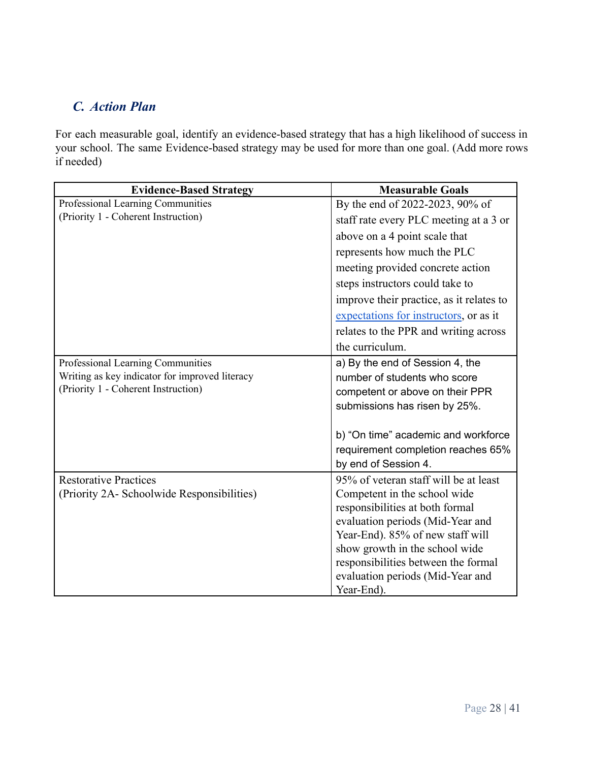### *C. Action Plan*

For each measurable goal, identify an evidence-based strategy that has a high likelihood of success in your school. The same Evidence-based strategy may be used for more than one goal. (Add more rows if needed)

| Evidence-Based Strategy | Measurable Goals |
|---|---|
| Professional Learning Communities<br>(Priority 1 - Coherent Instruction) | By the end of 2022-2023, 90% of staff rate every PLC meeting at a 3 or above on a 4 point scale that represents how much the PLC meeting provided concrete action steps instructors could take to improve their practice, as it relates to expectations for instructors, or as it relates to the PPR and writing across the curriculum. |
| Professional Learning Communities<br>Writing as key indicator for improved literacy<br>(Priority 1 - Coherent Instruction) | a) By the end of Session 4, the number of students who score competent or above on their PPR submissions has risen by 25%.<br><br>b) "On time" academic and workforce requirement completion reaches 65% by end of Session 4. |
| Restorative Practices<br>(Priority 2A- Schoolwide Responsibilities) | 95% of veteran staff will be at least Competent in the school wide responsibilities at both formal evaluation periods (Mid-Year and Year-End). 85% of new staff will show growth in the school wide responsibilities between the formal evaluation periods (Mid-Year and Year-End). |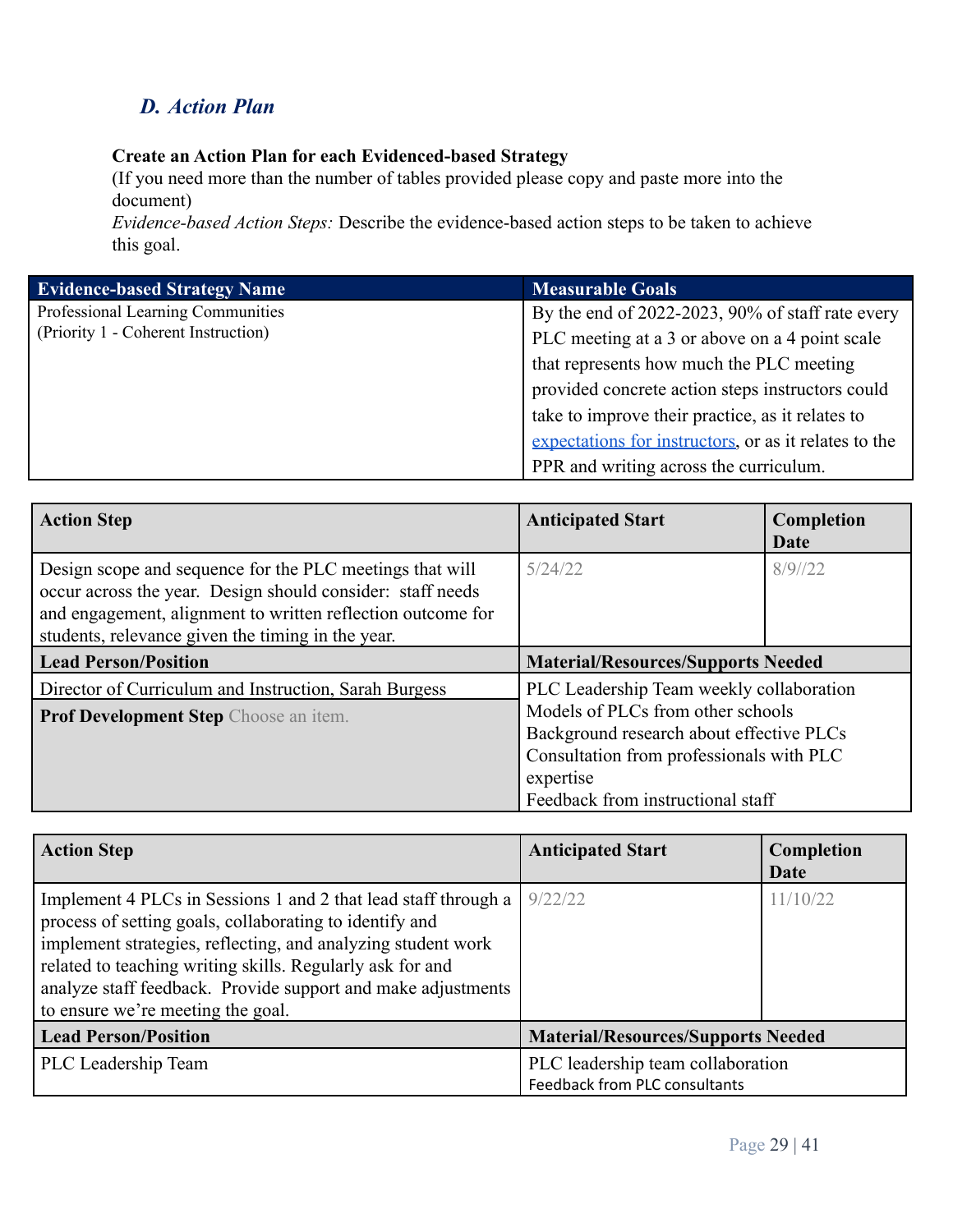### *D. Action Plan*

**Create an Action Plan for each Evidenced-based Strategy**
(If you need more than the number of tables provided please copy and paste more into the document)
*Evidence-based Action Steps:* Describe the evidence-based action steps to be taken to achieve this goal.

| Evidence-based Strategy Name | Measurable Goals |
|---|---|
| Professional Learning Communities (Priority 1 - Coherent Instruction) | By the end of 2022-2023, 90% of staff rate every PLC meeting at a 3 or above on a 4 point scale that represents how much the PLC meeting provided concrete action steps instructors could take to improve their practice, as it relates to [expectations for instructors](), or as it relates to the PPR and writing across the curriculum. |

| Action Step | Anticipated Start | Completion Date |
|---|---|---|
| Design scope and sequence for the PLC meetings that will occur across the year. Design should consider: staff needs and engagement, alignment to written reflection outcome for students, relevance given the timing in the year. | 5/24/22 | 8/9//22 |
| **Lead Person/Position** | **Material/Resources/Supports Needed** | |
| Director of Curriculum and Instruction, Sarah Burgess | PLC Leadership Team weekly collaboration<br>Models of PLCs from other schools<br>Background research about effective PLCs<br>Consultation from professionals with PLC expertise<br>Feedback from instructional staff | |
| **Prof Development Step** Choose an item. | | |

| Action Step | Anticipated Start | Completion Date |
|---|---|---|
| Implement 4 PLCs in Sessions 1 and 2 that lead staff through a process of setting goals, collaborating to identify and implement strategies, reflecting, and analyzing student work related to teaching writing skills. Regularly ask for and analyze staff feedback. Provide support and make adjustments to ensure we're meeting the goal. | 9/22/22 | 11/10/22 |
| **Lead Person/Position** | **Material/Resources/Supports Needed** | |
| PLC Leadership Team | PLC leadership team collaboration<br>Feedback from PLC consultants | |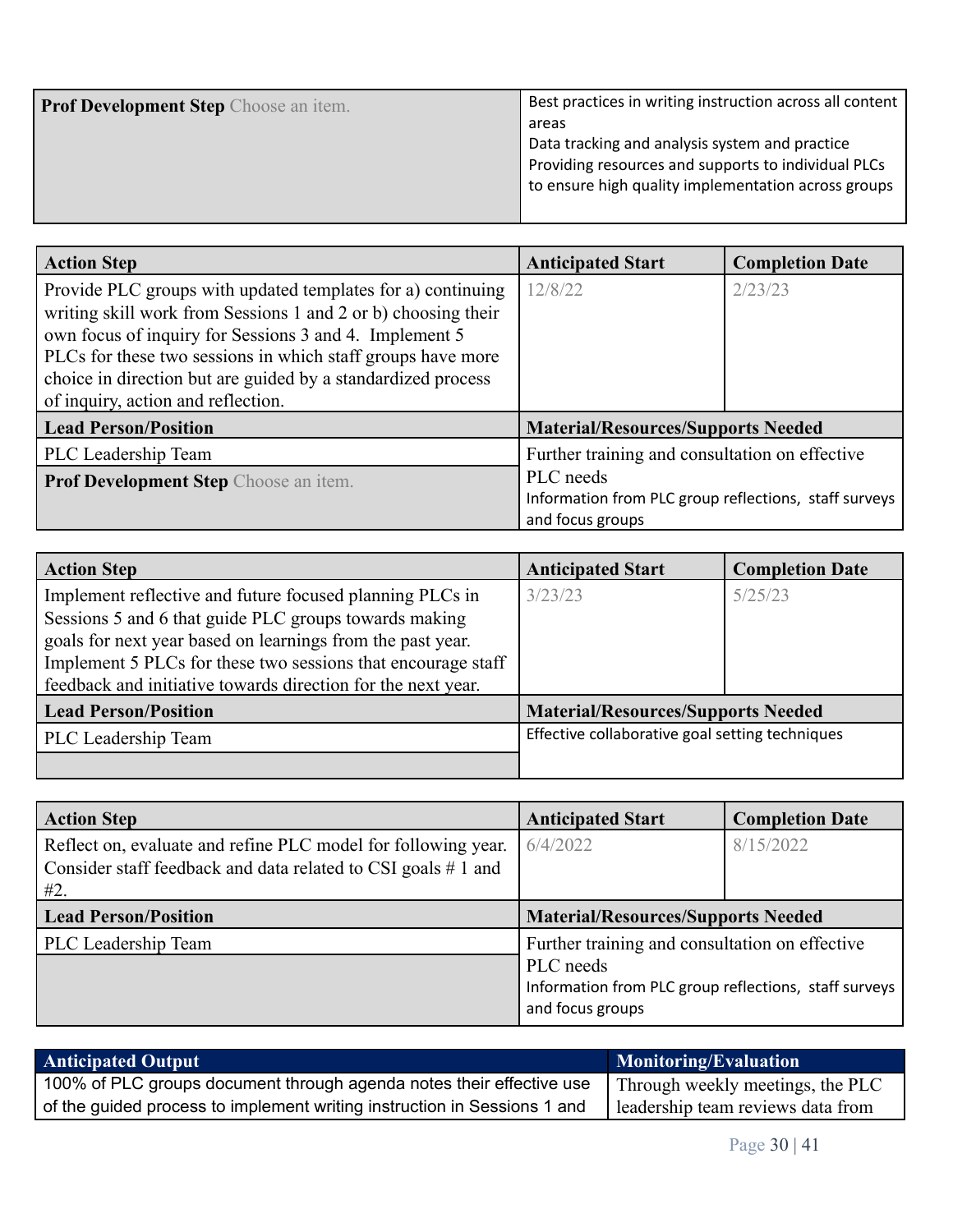| Prof Development Step Choose an item. | Best practices in writing instruction across all content areas<br>Data tracking and analysis system and practice<br>Providing resources and supports to individual PLCs to ensure high quality implementation across groups |
|---|---|

| Action Step | Anticipated Start | Completion Date |
|---|---|---|
| Provide PLC groups with updated templates for a) continuing writing skill work from Sessions 1 and 2 or b) choosing their own focus of inquiry for Sessions 3 and 4. Implement 5 PLCs for these two sessions in which staff groups have more choice in direction but are guided by a standardized process of inquiry, action and reflection. | 12/8/22 | 2/23/23 |
| **Lead Person/Position** | **Material/Resources/Supports Needed** | |
| PLC Leadership Team | Further training and consultation on effective PLC needs<br>Information from PLC group reflections, staff surveys and focus groups | |
| **Prof Development Step** Choose an item. | | |

| Action Step | Anticipated Start | Completion Date |
|---|---|---|
| Implement reflective and future focused planning PLCs in Sessions 5 and 6 that guide PLC groups towards making goals for next year based on learnings from the past year. Implement 5 PLCs for these two sessions that encourage staff feedback and initiative towards direction for the next year. | 3/23/23 | 5/25/23 |
| **Lead Person/Position** | **Material/Resources/Supports Needed** | |
| PLC Leadership Team | Effective collaborative goal setting techniques | |
| | | |

| Action Step | Anticipated Start | Completion Date |
|---|---|---|
| Reflect on, evaluate and refine PLC model for following year. Consider staff feedback and data related to CSI goals # 1 and #2. | 6/4/2022 | 8/15/2022 |
| **Lead Person/Position** | **Material/Resources/Supports Needed** | |
| PLC Leadership Team | Further training and consultation on effective PLC needs<br>Information from PLC group reflections, staff surveys and focus groups | |
| | | |

| Anticipated Output | Monitoring/Evaluation |
|---|---|
| 100% of PLC groups document through agenda notes their effective use of the guided process to implement writing instruction in Sessions 1 and | Through weekly meetings, the PLC leadership team reviews data from |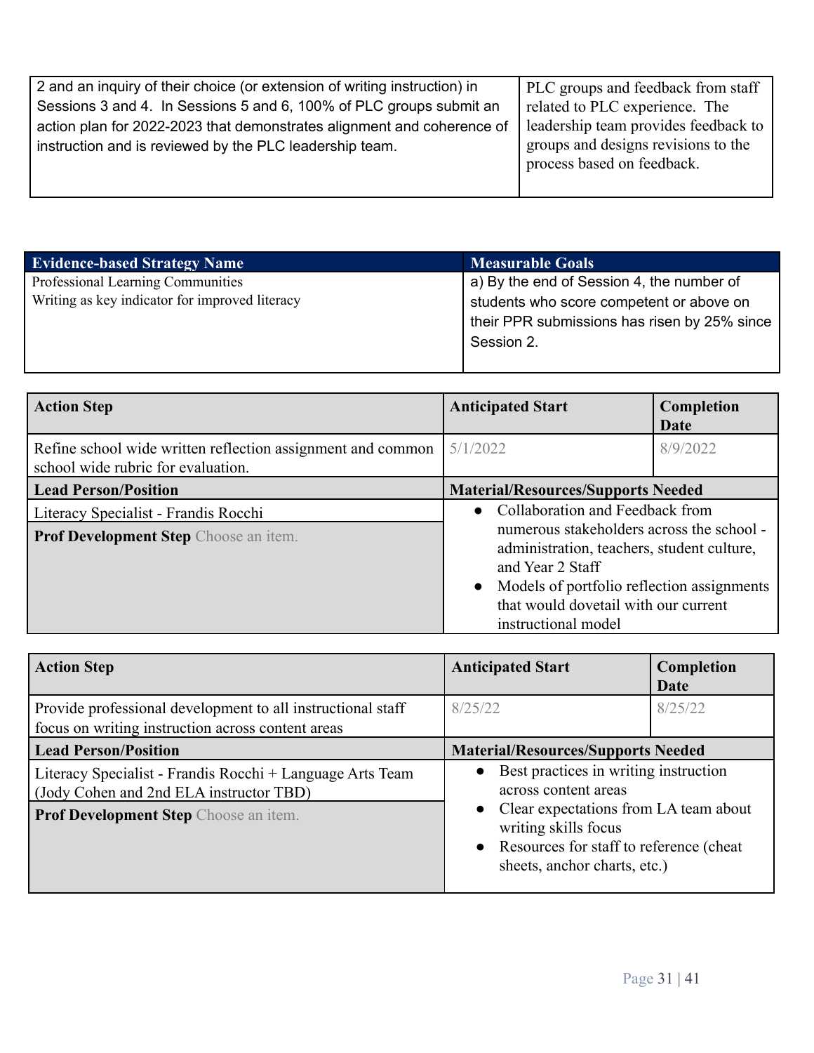| | |
|---|---|
| 2 and an inquiry of their choice (or extension of writing instruction) in Sessions 3 and 4. In Sessions 5 and 6, 100% of PLC groups submit an action plan for 2022-2023 that demonstrates alignment and coherence of instruction and is reviewed by the PLC leadership team. | PLC groups and feedback from staff related to PLC experience. The leadership team provides feedback to groups and designs revisions to the process based on feedback. |

| Evidence-based Strategy Name | Measurable Goals |
|---|---|
| Professional Learning Communities<br>Writing as key indicator for improved literacy | a) By the end of Session 4, the number of students who score competent or above on their PPR submissions has risen by 25% since Session 2. |

| Action Step | Anticipated Start | Completion Date |
|---|---|---|
| Refine school wide written reflection assignment and common school wide rubric for evaluation. | 5/1/2022 | 8/9/2022 |
| **Lead Person/Position** | **Material/Resources/Supports Needed** | |
| Literacy Specialist - Frandis Rocchi | • Collaboration and Feedback from numerous stakeholders across the school - administration, teachers, student culture, and Year 2 Staff<br>• Models of portfolio reflection assignments that would dovetail with our current instructional model | |
| **Prof Development Step** Choose an item. | | |

| Action Step | Anticipated Start | Completion Date |
|---|---|---|
| Provide professional development to all instructional staff focus on writing instruction across content areas | 8/25/22 | 8/25/22 |
| **Lead Person/Position** | **Material/Resources/Supports Needed** | |
| Literacy Specialist - Frandis Rocchi + Language Arts Team (Jody Cohen and 2nd ELA instructor TBD) | • Best practices in writing instruction across content areas<br>• Clear expectations from LA team about writing skills focus<br>• Resources for staff to reference (cheat sheets, anchor charts, etc.) | |
| **Prof Development Step** Choose an item. | | |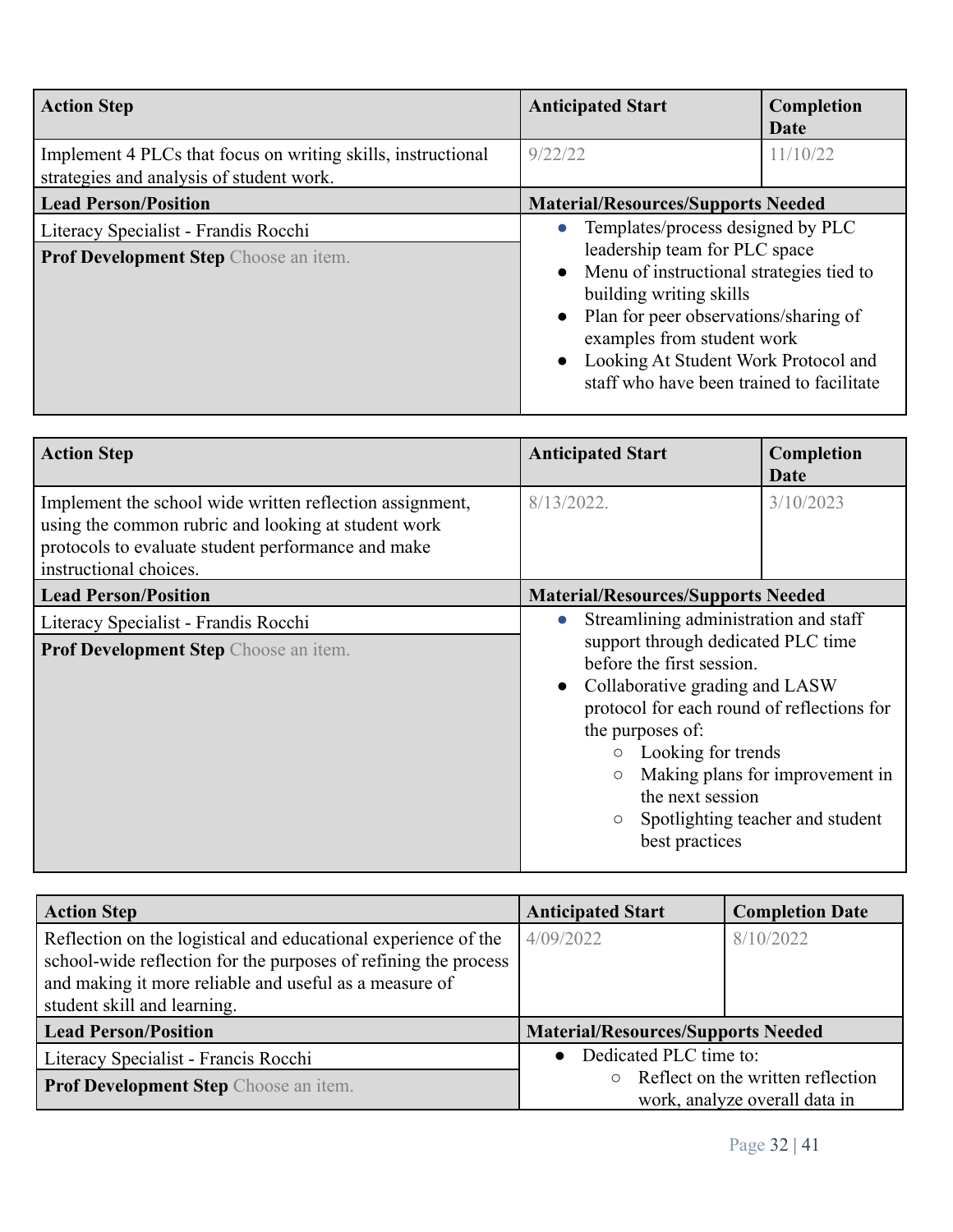| Action Step | Anticipated Start | Completion Date |
| --- | --- | --- |
| Implement 4 PLCs that focus on writing skills, instructional strategies and analysis of student work. | 9/22/22 | 11/10/22 |
| **Lead Person/Position** | **Material/Resources/Supports Needed** | |
| Literacy Specialist - Frandis Rocchi<br>**Prof Development Step** Choose an item. | • Templates/process designed by PLC leadership team for PLC space<br>• Menu of instructional strategies tied to building writing skills<br>• Plan for peer observations/sharing of examples from student work<br>• Looking At Student Work Protocol and staff who have been trained to facilitate | |

| Action Step | Anticipated Start | Completion Date |
| --- | --- | --- |
| Implement the school wide written reflection assignment, using the common rubric and looking at student work protocols to evaluate student performance and make instructional choices. | 8/13/2022. | 3/10/2023 |
| **Lead Person/Position** | **Material/Resources/Supports Needed** | |
| Literacy Specialist - Frandis Rocchi<br>**Prof Development Step** Choose an item. | • Streamlining administration and staff support through dedicated PLC time before the first session.<br>• Collaborative grading and LASW protocol for each round of reflections for the purposes of:<br>○ Looking for trends<br>○ Making plans for improvement in the next session<br>○ Spotlighting teacher and student best practices | |

| Action Step | Anticipated Start | Completion Date |
| --- | --- | --- |
| Reflection on the logistical and educational experience of the school-wide reflection for the purposes of refining the process and making it more reliable and useful as a measure of student skill and learning. | 4/09/2022 | 8/10/2022 |
| **Lead Person/Position** | **Material/Resources/Supports Needed** | |
| Literacy Specialist - Francis Rocchi<br>**Prof Development Step** Choose an item. | • Dedicated PLC time to:<br>○ Reflect on the written reflection work, analyze overall data in | |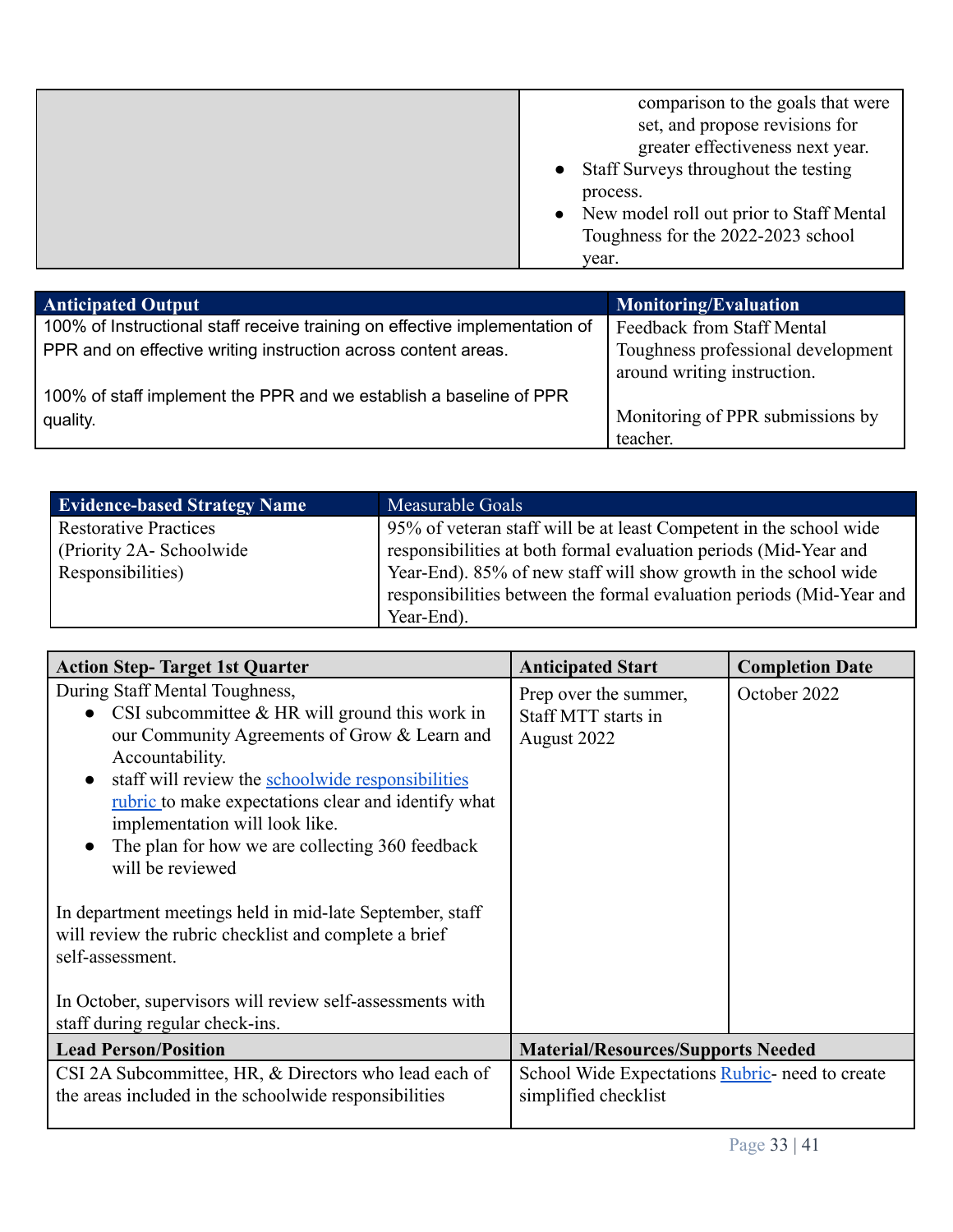| | |
|---|---|
| | comparison to the goals that were set, and propose revisions for greater effectiveness next year.<br>• Staff Surveys throughout the testing process.<br>• New model roll out prior to Staff Mental Toughness for the 2022-2023 school year. |

| Anticipated Output | Monitoring/Evaluation |
|---|---|
| 100% of Instructional staff receive training on effective implementation of PPR and on effective writing instruction across content areas.<br><br>100% of staff implement the PPR and we establish a baseline of PPR quality. | Feedback from Staff Mental Toughness professional development around writing instruction.<br><br>Monitoring of PPR submissions by teacher. |

| Evidence-based Strategy Name | Measurable Goals |
|---|---|
| Restorative Practices (Priority 2A- Schoolwide Responsibilities) | 95% of veteran staff will be at least Competent in the school wide responsibilities at both formal evaluation periods (Mid-Year and Year-End). 85% of new staff will show growth in the school wide responsibilities between the formal evaluation periods (Mid-Year and Year-End). |

| Action Step- Target 1st Quarter | Anticipated Start | Completion Date |
|---|---|---|
| During Staff Mental Toughness,<br>• CSI subcommittee & HR will ground this work in our Community Agreements of Grow & Learn and Accountability.<br>• staff will review the schoolwide responsibilities rubric to make expectations clear and identify what implementation will look like.<br>• The plan for how we are collecting 360 feedback will be reviewed<br><br>In department meetings held in mid-late September, staff will review the rubric checklist and complete a brief self-assessment.<br><br>In October, supervisors will review self-assessments with staff during regular check-ins. | Prep over the summer, Staff MTT starts in August 2022 | October 2022 |
| **Lead Person/Position** | **Material/Resources/Supports Needed** | |
| CSI 2A Subcommittee, HR, & Directors who lead each of the areas included in the schoolwide responsibilities | School Wide Expectations Rubric- need to create simplified checklist | |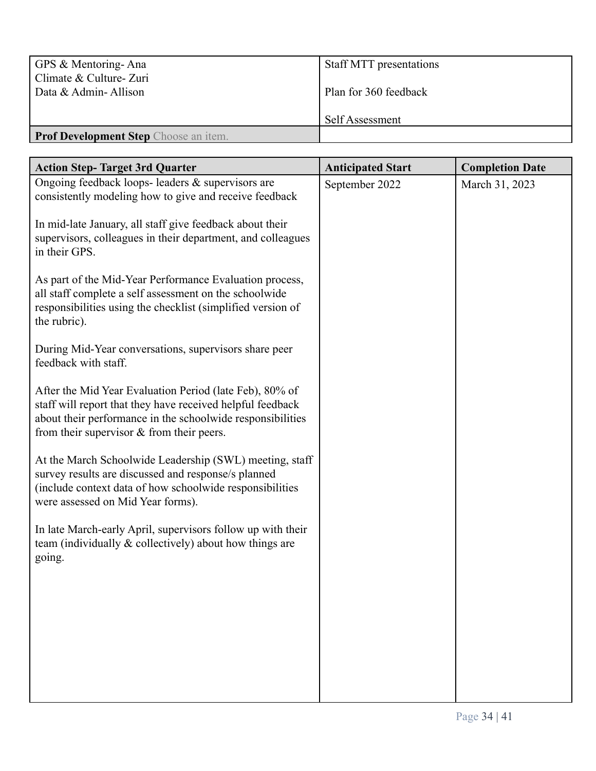| | |
|---|---|
| GPS & Mentoring- Ana<br>Climate & Culture- Zuri<br>Data & Admin- Allison | Staff MTT presentations<br><br>Plan for 360 feedback<br><br>Self Assessment |
| **Prof Development Step** Choose an item. | |

| Action Step- Target 3rd Quarter | Anticipated Start | Completion Date |
|---|---|---|
| Ongoing feedback loops- leaders & supervisors are consistently modeling how to give and receive feedback<br><br>In mid-late January, all staff give feedback about their supervisors, colleagues in their department, and colleagues in their GPS.<br><br>As part of the Mid-Year Performance Evaluation process, all staff complete a self assessment on the schoolwide responsibilities using the checklist (simplified version of the rubric).<br><br>During Mid-Year conversations, supervisors share peer feedback with staff.<br><br>After the Mid Year Evaluation Period (late Feb), 80% of staff will report that they have received helpful feedback about their performance in the schoolwide responsibilities from their supervisor & from their peers.<br><br>At the March Schoolwide Leadership (SWL) meeting, staff survey results are discussed and response/s planned (include context data of how schoolwide responsibilities were assessed on Mid Year forms).<br><br>In late March-early April, supervisors follow up with their team (individually & collectively) about how things are going. | September 2022 | March 31, 2023 |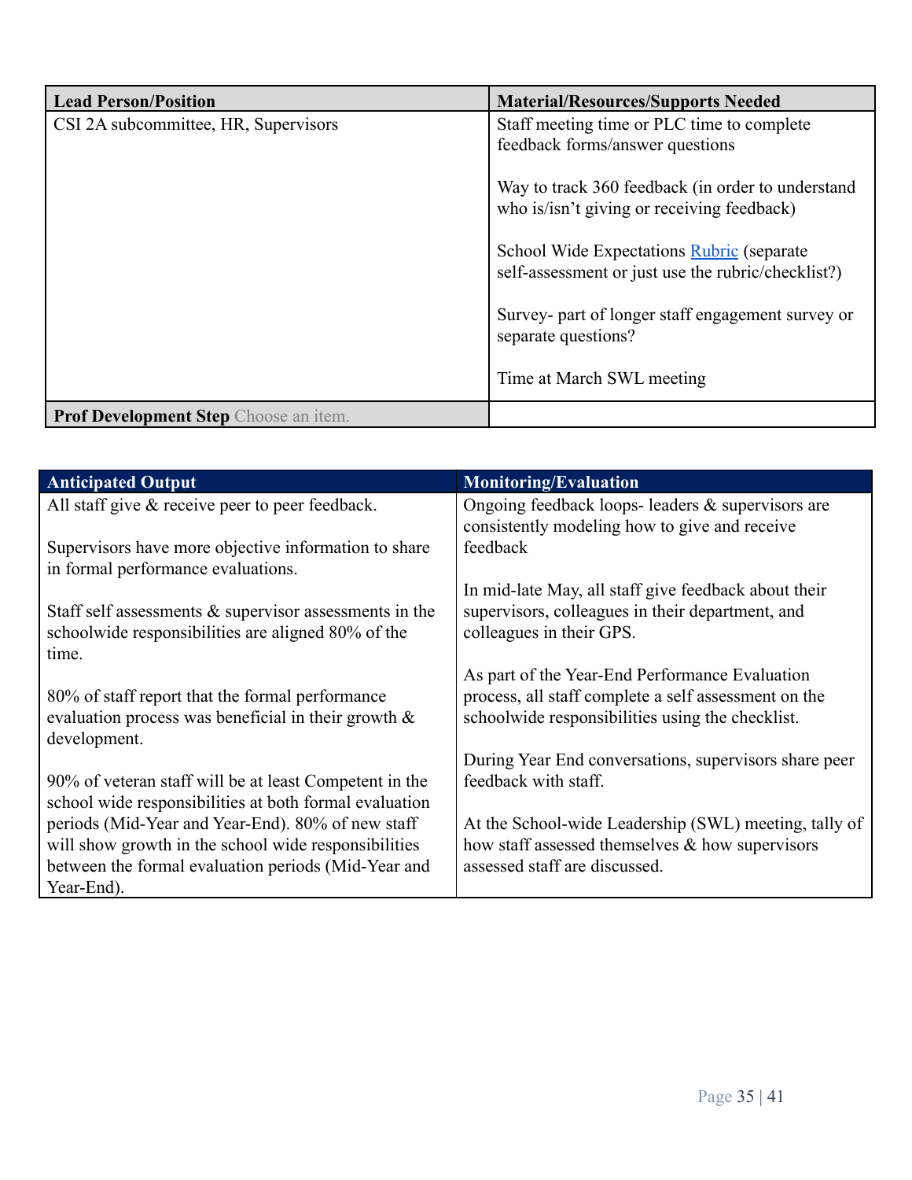| Lead Person/Position | Material/Resources/Supports Needed |
| --- | --- |
| CSI 2A subcommittee, HR, Supervisors | Staff meeting time or PLC time to complete feedback forms/answer questions<br><br>Way to track 360 feedback (in order to understand who is/isn't giving or receiving feedback)<br><br>School Wide Expectations [Rubric] (separate self-assessment or just use the rubric/checklist?)<br><br>Survey- part of longer staff engagement survey or separate questions?<br><br>Time at March SWL meeting |
| **Prof Development Step** Choose an item. | |

| Anticipated Output | Monitoring/Evaluation |
| --- | --- |
| All staff give & receive peer to peer feedback.<br><br>Supervisors have more objective information to share in formal performance evaluations.<br><br>Staff self assessments & supervisor assessments in the schoolwide responsibilities are aligned 80% of the time.<br><br>80% of staff report that the formal performance evaluation process was beneficial in their growth & development.<br><br>90% of veteran staff will be at least Competent in the school wide responsibilities at both formal evaluation periods (Mid-Year and Year-End). 80% of new staff will show growth in the school wide responsibilities between the formal evaluation periods (Mid-Year and Year-End). | Ongoing feedback loops- leaders & supervisors are consistently modeling how to give and receive feedback<br><br>In mid-late May, all staff give feedback about their supervisors, colleagues in their department, and colleagues in their GPS.<br><br>As part of the Year-End Performance Evaluation process, all staff complete a self assessment on the schoolwide responsibilities using the checklist.<br><br>During Year End conversations, supervisors share peer feedback with staff.<br><br>At the School-wide Leadership (SWL) meeting, tally of how staff assessed themselves & how supervisors assessed staff are discussed. |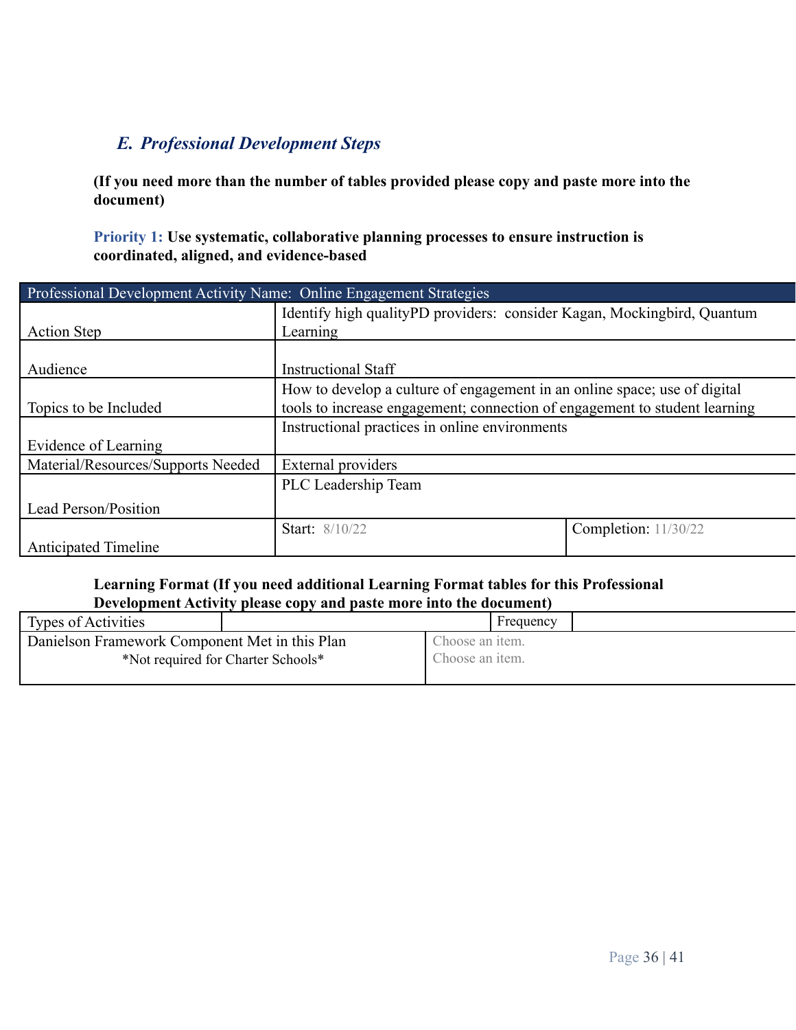### *E. Professional Development Steps*

**(If you need more than the number of tables provided please copy and paste more into the document)**

**Priority 1: Use systematic, collaborative planning processes to ensure instruction is coordinated, aligned, and evidence-based**

| Professional Development Activity Name: Online Engagement Strategies | | |
|---|---|---|
| Action Step | Identify high qualityPD providers: consider Kagan, Mockingbird, Quantum Learning | |
| Audience | Instructional Staff | |
| Topics to be Included | How to develop a culture of engagement in an online space; use of digital tools to increase engagement; connection of engagement to student learning | |
| Evidence of Learning | Instructional practices in online environments | |
| Material/Resources/Supports Needed | External providers | |
| Lead Person/Position | PLC Leadership Team | |
| Anticipated Timeline | Start: 8/10/22 | Completion: 11/30/22 |

**Learning Format (If you need additional Learning Format tables for this Professional Development Activity please copy and paste more into the document)**

| Types of Activities | | Frequency | |
|---|---|---|---|
| Danielson Framework Component Met in this Plan<br>*Not required for Charter Schools* | Choose an item.<br>Choose an item. | | |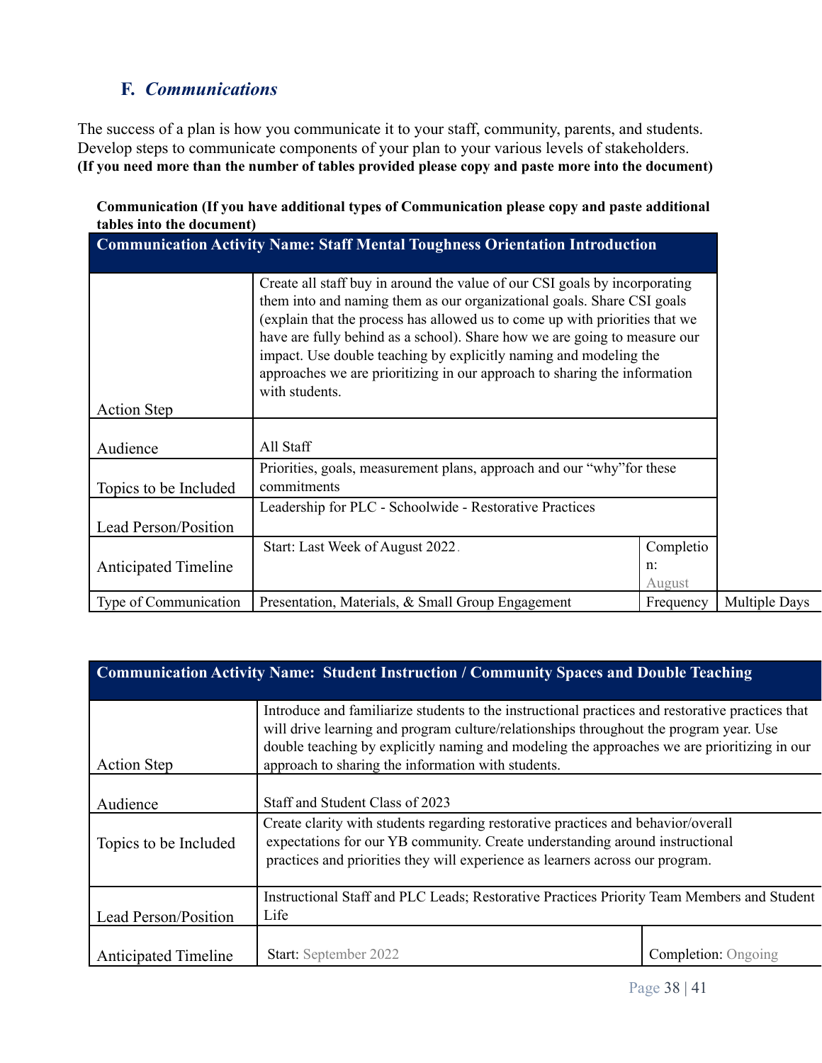### F. *Communications*

The success of a plan is how you communicate it to your staff, community, parents, and students. Develop steps to communicate components of your plan to your various levels of stakeholders.
**(If you need more than the number of tables provided please copy and paste more into the document)**

**Communication (If you have additional types of Communication please copy and paste additional tables into the document)**

| **Communication Activity Name: Staff Mental Toughness Orientation Introduction** | | | |
|---|---|---|---|
| Action Step | Create all staff buy in around the value of our CSI goals by incorporating them into and naming them as our organizational goals. Share CSI goals (explain that the process has allowed us to come up with priorities that we have are fully behind as a school). Share how we are going to measure our impact. Use double teaching by explicitly naming and modeling the approaches we are prioritizing in our approach to sharing the information with students. | | |
| Audience | All Staff | | |
| Topics to be Included | Priorities, goals, measurement plans, approach and our "why"for these commitments | | |
| Lead Person/Position | Leadership for PLC - Schoolwide - Restorative Practices | | |
| Anticipated Timeline | Start: Last Week of August 2022. | Completion: August | |
| Type of Communication | Presentation, Materials, & Small Group Engagement | Frequency | Multiple Days |

| **Communication Activity Name: Student Instruction / Community Spaces and Double Teaching** | |
|---|---|
| Action Step | Introduce and familiarize students to the instructional practices and restorative practices that will drive learning and program culture/relationships throughout the program year. Use double teaching by explicitly naming and modeling the approaches we are prioritizing in our approach to sharing the information with students. |
| Audience | Staff and Student Class of 2023 |
| Topics to be Included | Create clarity with students regarding restorative practices and behavior/overall expectations for our YB community. Create understanding around instructional practices and priorities they will experience as learners across our program. |
| Lead Person/Position | Instructional Staff and PLC Leads; Restorative Practices Priority Team Members and Student Life |
| Anticipated Timeline | Start: September 2022 / Completion: Ongoing |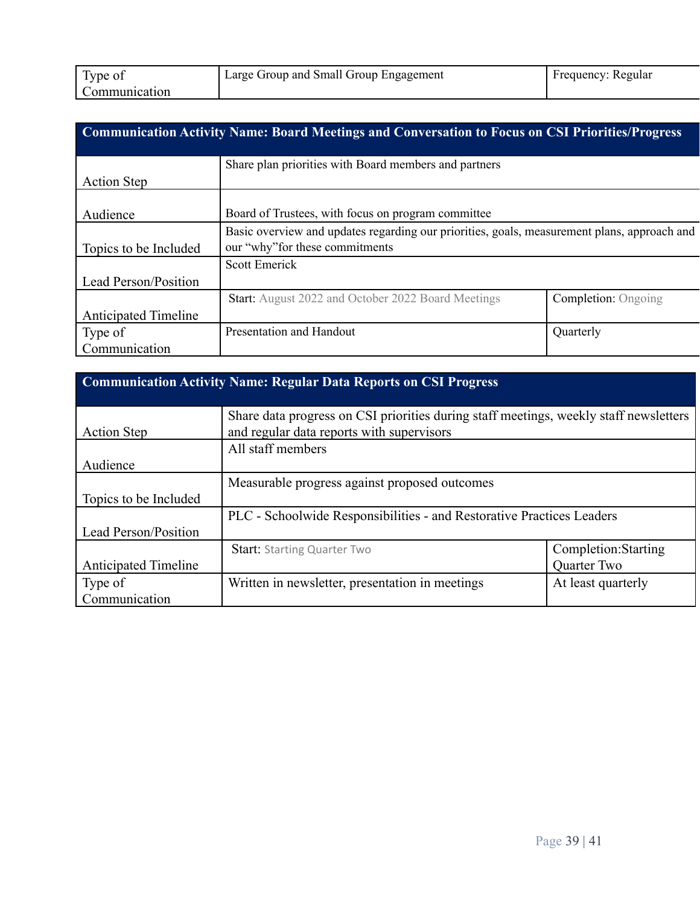| Type of Communication | Large Group and Small Group Engagement | Frequency: Regular |
| --- | --- | --- |

| Communication Activity Name: Board Meetings and Conversation to Focus on CSI Priorities/Progress | | |
| --- | --- | --- |
| Action Step | Share plan priorities with Board members and partners | |
| Audience | Board of Trustees, with focus on program committee | |
| Topics to be Included | Basic overview and updates regarding our priorities, goals, measurement plans, approach and our "why" for these commitments | |
| Lead Person/Position | Scott Emerick | |
| Anticipated Timeline | Start: August 2022 and October 2022 Board Meetings | Completion: Ongoing |
| Type of Communication | Presentation and Handout | Quarterly |

| Communication Activity Name: Regular Data Reports on CSI Progress | | |
| --- | --- | --- |
| Action Step | Share data progress on CSI priorities during staff meetings, weekly staff newsletters and regular data reports with supervisors | |
| Audience | All staff members | |
| Topics to be Included | Measurable progress against proposed outcomes | |
| Lead Person/Position | PLC - Schoolwide Responsibilities - and Restorative Practices Leaders | |
| Anticipated Timeline | Start: Starting Quarter Two | Completion:Starting Quarter Two |
| Type of Communication | Written in newsletter, presentation in meetings | At least quarterly |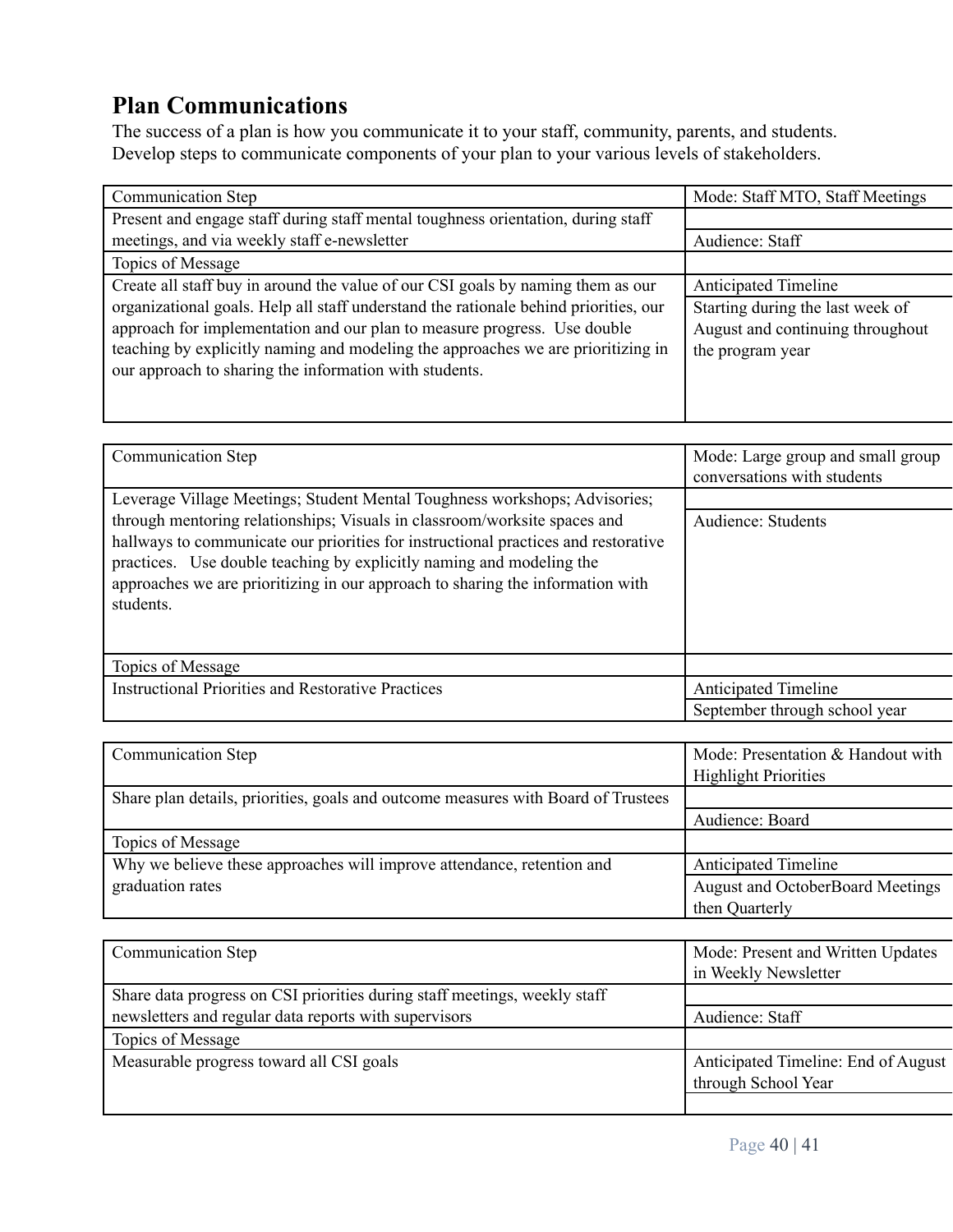# Plan Communications

The success of a plan is how you communicate it to your staff, community, parents, and students. Develop steps to communicate components of your plan to your various levels of stakeholders.

| | |
|---|---|
| Communication Step | Mode: Staff MTO, Staff Meetings |
| Present and engage staff during staff mental toughness orientation, during staff meetings, and via weekly staff e-newsletter | Audience: Staff |
| Topics of Message | |
| Create all staff buy in around the value of our CSI goals by naming them as our organizational goals. Help all staff understand the rationale behind priorities, our approach for implementation and our plan to measure progress. Use double teaching by explicitly naming and modeling the approaches we are prioritizing in our approach to sharing the information with students. | Anticipated Timeline<br>Starting during the last week of August and continuing throughout the program year |

| | |
|---|---|
| Communication Step | Mode: Large group and small group conversations with students |
| Leverage Village Meetings; Student Mental Toughness workshops; Advisories; through mentoring relationships; Visuals in classroom/worksite spaces and hallways to communicate our priorities for instructional practices and restorative practices. Use double teaching by explicitly naming and modeling the approaches we are prioritizing in our approach to sharing the information with students. | Audience: Students |
| Topics of Message | |
| Instructional Priorities and Restorative Practices | Anticipated Timeline<br>September through school year |

| | |
|---|---|
| Communication Step | Mode: Presentation & Handout with Highlight Priorities |
| Share plan details, priorities, goals and outcome measures with Board of Trustees | Audience: Board |
| Topics of Message | |
| Why we believe these approaches will improve attendance, retention and graduation rates | Anticipated Timeline<br>August and OctoberBoard Meetings then Quarterly |

| | |
|---|---|
| Communication Step | Mode: Present and Written Updates in Weekly Newsletter |
| Share data progress on CSI priorities during staff meetings, weekly staff newsletters and regular data reports with supervisors | Audience: Staff |
| Topics of Message | |
| Measurable progress toward all CSI goals | Anticipated Timeline: End of August through School Year |